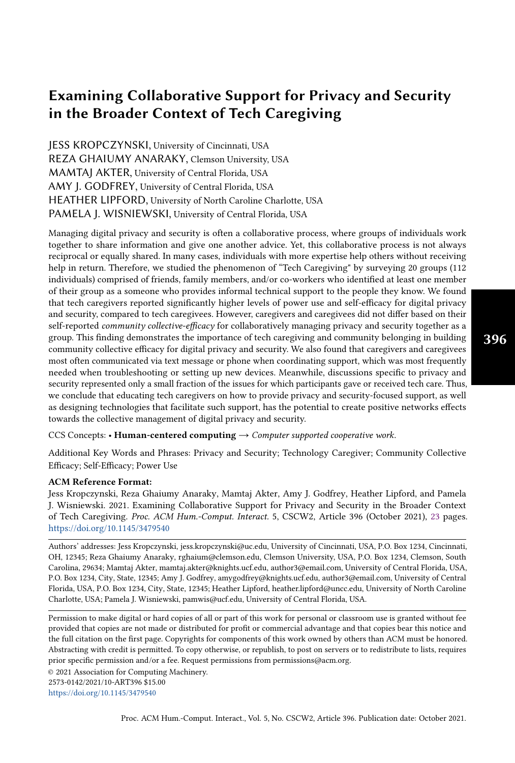# Examining Collaborative Support for Privacy and Security in the Broader Context of Tech Caregiving

JESS KROPCZYNSKI, University of Cincinnati, USA
REZA GHAIUMY ANARAKY, Clemson University, USA
MAMTAJ AKTER, University of Central Florida, USA
AMY J. GODFREY, University of Central Florida, USA
HEATHER LIPFORD, University of North Caroline Charlotte, USA
PAMELA J. WISNIEWSKI, University of Central Florida, USA

Managing digital privacy and security is often a collaborative process, where groups of individuals work together to share information and give one another advice. Yet, this collaborative process is not always reciprocal or equally shared. In many cases, individuals with more expertise help others without receiving help in return. Therefore, we studied the phenomenon of "Tech Caregiving" by surveying 20 groups (112 individuals) comprised of friends, family members, and/or co-workers who identified at least one member of their group as a someone who provides informal technical support to the people they know. We found that tech caregivers reported significantly higher levels of power use and self-efficacy for digital privacy and security, compared to tech caregivees. However, caregivers and caregivees did not differ based on their self-reported *community collective-efficacy* for collaboratively managing privacy and security together as a group. This finding demonstrates the importance of tech caregiving and community belonging in building community collective efficacy for digital privacy and security. We also found that caregivers and caregivees most often communicated via text message or phone when coordinating support, which was most frequently needed when troubleshooting or setting up new devices. Meanwhile, discussions specific to privacy and security represented only a small fraction of the issues for which participants gave or received tech care. Thus, we conclude that educating tech caregivers on how to provide privacy and security-focused support, as well as designing technologies that facilitate such support, has the potential to create positive networks effects towards the collective management of digital privacy and security.

CCS Concepts: • **Human-centered computing** → *Computer supported cooperative work*.

Additional Key Words and Phrases: Privacy and Security; Technology Caregiver; Community Collective Efficacy; Self-Efficacy; Power Use

**ACM Reference Format:**
Jess Kropczynski, Reza Ghaiumy Anaraky, Mamtaj Akter, Amy J. Godfrey, Heather Lipford, and Pamela J. Wisniewski. 2021. Examining Collaborative Support for Privacy and Security in the Broader Context of Tech Caregiving. *Proc. ACM Hum.-Comput. Interact.* 5, CSCW2, Article 396 (October 2021), 23 pages. https://doi.org/10.1145/3479540

Authors' addresses: Jess Kropczynski, jess.kropczynski@uc.edu, University of Cincinnati, USA, P.O. Box 1234, Cincinnati, OH, 12345; Reza Ghaiumy Anaraky, rghaium@clemson.edu, Clemson University, USA, P.O. Box 1234, Clemson, South Carolina, 29634; Mamtaj Akter, mamtaj.akter@knights.ucf.edu, author3@email.com, University of Central Florida, USA, P.O. Box 1234, City, State, 12345; Amy J. Godfrey, amygodfrey@knights.ucf.edu, author3@email.com, University of Central Florida, USA, P.O. Box 1234, City, State, 12345; Heather Lipford, heather.lipford@uncc.edu, University of North Caroline Charlotte, USA; Pamela J. Wisniewski, pamwis@ucf.edu, University of Central Florida, USA.

Permission to make digital or hard copies of all or part of this work for personal or classroom use is granted without fee provided that copies are not made or distributed for profit or commercial advantage and that copies bear this notice and the full citation on the first page. Copyrights for components of this work owned by others than ACM must be honored. Abstracting with credit is permitted. To copy otherwise, or republish, to post on servers or to redistribute to lists, requires prior specific permission and/or a fee. Request permissions from permissions@acm.org.

© 2021 Association for Computing Machinery.
2573-0142/2021/10-ART396 $15.00
https://doi.org/10.1145/3479540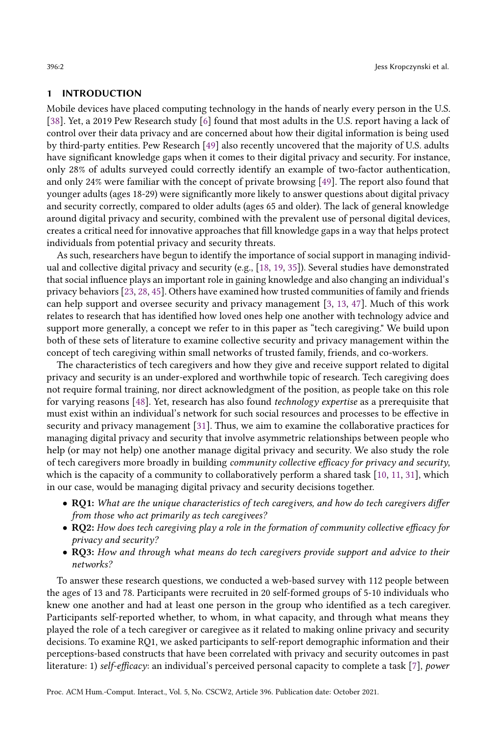## 1 INTRODUCTION

Mobile devices have placed computing technology in the hands of nearly every person in the U.S. [38]. Yet, a 2019 Pew Research study [6] found that most adults in the U.S. report having a lack of control over their data privacy and are concerned about how their digital information is being used by third-party entities. Pew Research [49] also recently uncovered that the majority of U.S. adults have significant knowledge gaps when it comes to their digital privacy and security. For instance, only 28% of adults surveyed could correctly identify an example of two-factor authentication, and only 24% were familiar with the concept of private browsing [49]. The report also found that younger adults (ages 18-29) were significantly more likely to answer questions about digital privacy and security correctly, compared to older adults (ages 65 and older). The lack of general knowledge around digital privacy and security, combined with the prevalent use of personal digital devices, creates a critical need for innovative approaches that fill knowledge gaps in a way that helps protect individuals from potential privacy and security threats.

As such, researchers have begun to identify the importance of social support in managing individual and collective digital privacy and security (e.g., [18, 19, 35]). Several studies have demonstrated that social influence plays an important role in gaining knowledge and also changing an individual's privacy behaviors [23, 28, 45]. Others have examined how trusted communities of family and friends can help support and oversee security and privacy management [3, 13, 47]. Much of this work relates to research that has identified how loved ones help one another with technology advice and support more generally, a concept we refer to in this paper as "tech caregiving." We build upon both of these sets of literature to examine collective security and privacy management within the concept of tech caregiving within small networks of trusted family, friends, and co-workers.

The characteristics of tech caregivers and how they give and receive support related to digital privacy and security is an under-explored and worthwhile topic of research. Tech caregiving does not require formal training, nor direct acknowledgment of the position, as people take on this role for varying reasons [48]. Yet, research has also found *technology expertise* as a prerequisite that must exist within an individual's network for such social resources and processes to be effective in security and privacy management [31]. Thus, we aim to examine the collaborative practices for managing digital privacy and security that involve asymmetric relationships between people who help (or may not help) one another manage digital privacy and security. We also study the role of tech caregivers more broadly in building *community collective efficacy for privacy and security*, which is the capacity of a community to collaboratively perform a shared task [10, 11, 31], which in our case, would be managing digital privacy and security decisions together.

- **RQ1:** *What are the unique characteristics of tech caregivers, and how do tech caregivers differ from those who act primarily as tech caregivees?*
- **RQ2:** *How does tech caregiving play a role in the formation of community collective efficacy for privacy and security?*
- **RQ3:** *How and through what means do tech caregivers provide support and advice to their networks?*

To answer these research questions, we conducted a web-based survey with 112 people between the ages of 13 and 78. Participants were recruited in 20 self-formed groups of 5-10 individuals who knew one another and had at least one person in the group who identified as a tech caregiver. Participants self-reported whether, to whom, in what capacity, and through what means they played the role of a tech caregiver or caregivee as it related to making online privacy and security decisions. To examine RQ1, we asked participants to self-report demographic information and their perceptions-based constructs that have been correlated with privacy and security outcomes in past literature: 1) *self-efficacy*: an individual's perceived personal capacity to complete a task [7], *power*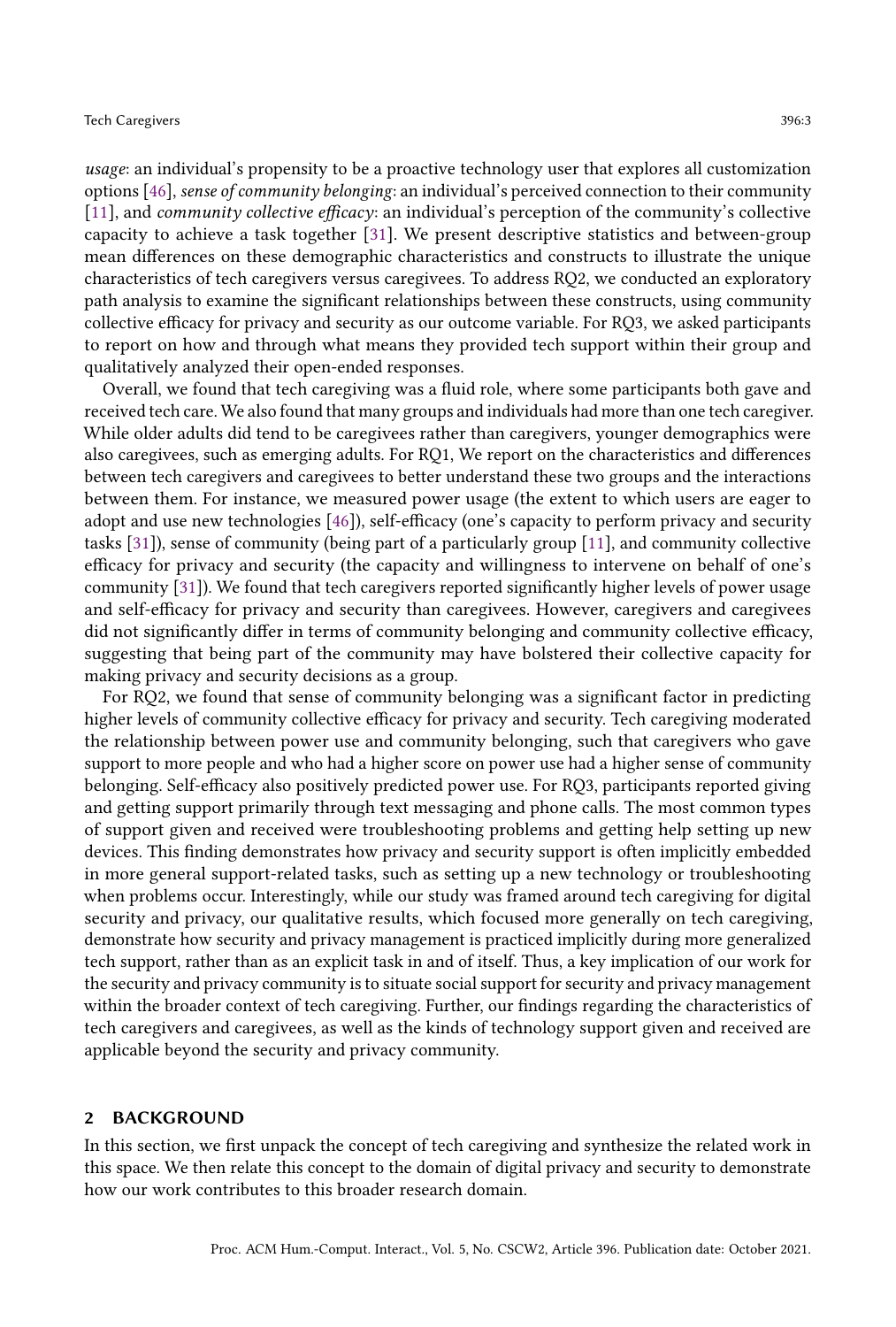*usage*: an individual's propensity to be a proactive technology user that explores all customization options [46], *sense of community belonging*: an individual's perceived connection to their community [11], and *community collective efficacy*: an individual's perception of the community's collective capacity to achieve a task together [31]. We present descriptive statistics and between-group mean differences on these demographic characteristics and constructs to illustrate the unique characteristics of tech caregivers versus caregivees. To address RQ2, we conducted an exploratory path analysis to examine the significant relationships between these constructs, using community collective efficacy for privacy and security as our outcome variable. For RQ3, we asked participants to report on how and through what means they provided tech support within their group and qualitatively analyzed their open-ended responses.

Overall, we found that tech caregiving was a fluid role, where some participants both gave and received tech care. We also found that many groups and individuals had more than one tech caregiver. While older adults did tend to be caregivees rather than caregivers, younger demographics were also caregivees, such as emerging adults. For RQ1, We report on the characteristics and differences between tech caregivers and caregivees to better understand these two groups and the interactions between them. For instance, we measured power usage (the extent to which users are eager to adopt and use new technologies [46]), self-efficacy (one's capacity to perform privacy and security tasks [31]), sense of community (being part of a particularly group [11], and community collective efficacy for privacy and security (the capacity and willingness to intervene on behalf of one's community [31]). We found that tech caregivers reported significantly higher levels of power usage and self-efficacy for privacy and security than caregivees. However, caregivers and caregivees did not significantly differ in terms of community belonging and community collective efficacy, suggesting that being part of the community may have bolstered their collective capacity for making privacy and security decisions as a group.

For RQ2, we found that sense of community belonging was a significant factor in predicting higher levels of community collective efficacy for privacy and security. Tech caregiving moderated the relationship between power use and community belonging, such that caregivers who gave support to more people and who had a higher score on power use had a higher sense of community belonging. Self-efficacy also positively predicted power use. For RQ3, participants reported giving and getting support primarily through text messaging and phone calls. The most common types of support given and received were troubleshooting problems and getting help setting up new devices. This finding demonstrates how privacy and security support is often implicitly embedded in more general support-related tasks, such as setting up a new technology or troubleshooting when problems occur. Interestingly, while our study was framed around tech caregiving for digital security and privacy, our qualitative results, which focused more generally on tech caregiving, demonstrate how security and privacy management is practiced implicitly during more generalized tech support, rather than as an explicit task in and of itself. Thus, a key implication of our work for the security and privacy community is to situate social support for security and privacy management within the broader context of tech caregiving. Further, our findings regarding the characteristics of tech caregivers and caregivees, as well as the kinds of technology support given and received are applicable beyond the security and privacy community.

## 2 BACKGROUND

In this section, we first unpack the concept of tech caregiving and synthesize the related work in this space. We then relate this concept to the domain of digital privacy and security to demonstrate how our work contributes to this broader research domain.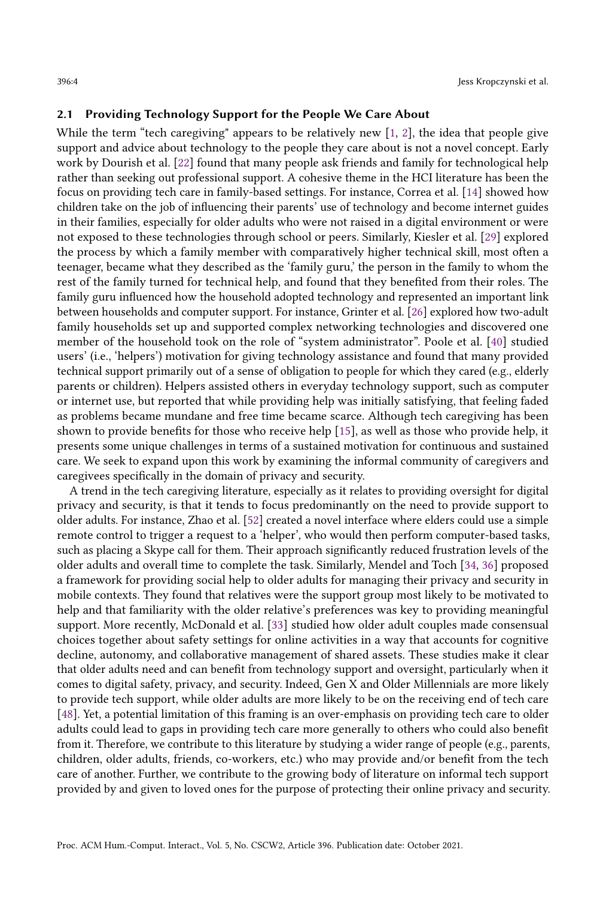### 2.1 Providing Technology Support for the People We Care About

While the term "tech caregiving" appears to be relatively new [1, 2], the idea that people give support and advice about technology to the people they care about is not a novel concept. Early work by Dourish et al. [22] found that many people ask friends and family for technological help rather than seeking out professional support. A cohesive theme in the HCI literature has been the focus on providing tech care in family-based settings. For instance, Correa et al. [14] showed how children take on the job of influencing their parents' use of technology and become internet guides in their families, especially for older adults who were not raised in a digital environment or were not exposed to these technologies through school or peers. Similarly, Kiesler et al. [29] explored the process by which a family member with comparatively higher technical skill, most often a teenager, became what they described as the 'family guru,' the person in the family to whom the rest of the family turned for technical help, and found that they benefited from their roles. The family guru influenced how the household adopted technology and represented an important link between households and computer support. For instance, Grinter et al. [26] explored how two-adult family households set up and supported complex networking technologies and discovered one member of the household took on the role of "system administrator". Poole et al. [40] studied users' (i.e., 'helpers') motivation for giving technology assistance and found that many provided technical support primarily out of a sense of obligation to people for which they cared (e.g., elderly parents or children). Helpers assisted others in everyday technology support, such as computer or internet use, but reported that while providing help was initially satisfying, that feeling faded as problems became mundane and free time became scarce. Although tech caregiving has been shown to provide benefits for those who receive help [15], as well as those who provide help, it presents some unique challenges in terms of a sustained motivation for continuous and sustained care. We seek to expand upon this work by examining the informal community of caregivers and caregivees specifically in the domain of privacy and security.

A trend in the tech caregiving literature, especially as it relates to providing oversight for digital privacy and security, is that it tends to focus predominantly on the need to provide support to older adults. For instance, Zhao et al. [52] created a novel interface where elders could use a simple remote control to trigger a request to a 'helper', who would then perform computer-based tasks, such as placing a Skype call for them. Their approach significantly reduced frustration levels of the older adults and overall time to complete the task. Similarly, Mendel and Toch [34, 36] proposed a framework for providing social help to older adults for managing their privacy and security in mobile contexts. They found that relatives were the support group most likely to be motivated to help and that familiarity with the older relative's preferences was key to providing meaningful support. More recently, McDonald et al. [33] studied how older adult couples made consensual choices together about safety settings for online activities in a way that accounts for cognitive decline, autonomy, and collaborative management of shared assets. These studies make it clear that older adults need and can benefit from technology support and oversight, particularly when it comes to digital safety, privacy, and security. Indeed, Gen X and Older Millennials are more likely to provide tech support, while older adults are more likely to be on the receiving end of tech care [48]. Yet, a potential limitation of this framing is an over-emphasis on providing tech care to older adults could lead to gaps in providing tech care more generally to others who could also benefit from it. Therefore, we contribute to this literature by studying a wider range of people (e.g., parents, children, older adults, friends, co-workers, etc.) who may provide and/or benefit from the tech care of another. Further, we contribute to the growing body of literature on informal tech support provided by and given to loved ones for the purpose of protecting their online privacy and security.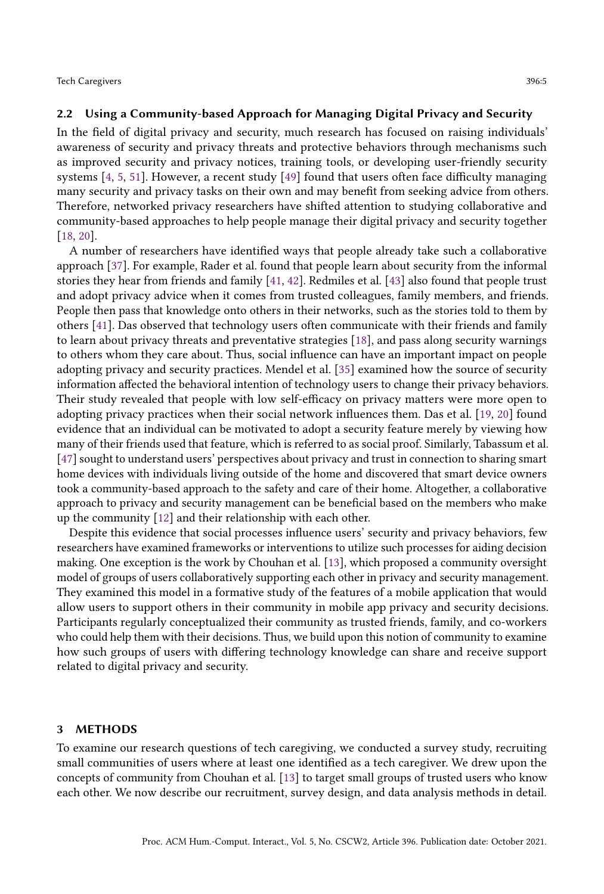### 2.2 Using a Community-based Approach for Managing Digital Privacy and Security

In the field of digital privacy and security, much research has focused on raising individuals' awareness of security and privacy threats and protective behaviors through mechanisms such as improved security and privacy notices, training tools, or developing user-friendly security systems [4, 5, 51]. However, a recent study [49] found that users often face difficulty managing many security and privacy tasks on their own and may benefit from seeking advice from others. Therefore, networked privacy researchers have shifted attention to studying collaborative and community-based approaches to help people manage their digital privacy and security together [18, 20].

A number of researchers have identified ways that people already take such a collaborative approach [37]. For example, Rader et al. found that people learn about security from the informal stories they hear from friends and family [41, 42]. Redmiles et al. [43] also found that people trust and adopt privacy advice when it comes from trusted colleagues, family members, and friends. People then pass that knowledge onto others in their networks, such as the stories told to them by others [41]. Das observed that technology users often communicate with their friends and family to learn about privacy threats and preventative strategies [18], and pass along security warnings to others whom they care about. Thus, social influence can have an important impact on people adopting privacy and security practices. Mendel et al. [35] examined how the source of security information affected the behavioral intention of technology users to change their privacy behaviors. Their study revealed that people with low self-efficacy on privacy matters were more open to adopting privacy practices when their social network influences them. Das et al. [19, 20] found evidence that an individual can be motivated to adopt a security feature merely by viewing how many of their friends used that feature, which is referred to as social proof. Similarly, Tabassum et al. [47] sought to understand users' perspectives about privacy and trust in connection to sharing smart home devices with individuals living outside of the home and discovered that smart device owners took a community-based approach to the safety and care of their home. Altogether, a collaborative approach to privacy and security management can be beneficial based on the members who make up the community [12] and their relationship with each other.

Despite this evidence that social processes influence users' security and privacy behaviors, few researchers have examined frameworks or interventions to utilize such processes for aiding decision making. One exception is the work by Chouhan et al. [13], which proposed a community oversight model of groups of users collaboratively supporting each other in privacy and security management. They examined this model in a formative study of the features of a mobile application that would allow users to support others in their community in mobile app privacy and security decisions. Participants regularly conceptualized their community as trusted friends, family, and co-workers who could help them with their decisions. Thus, we build upon this notion of community to examine how such groups of users with differing technology knowledge can share and receive support related to digital privacy and security.

## 3 METHODS

To examine our research questions of tech caregiving, we conducted a survey study, recruiting small communities of users where at least one identified as a tech caregiver. We drew upon the concepts of community from Chouhan et al. [13] to target small groups of trusted users who know each other. We now describe our recruitment, survey design, and data analysis methods in detail.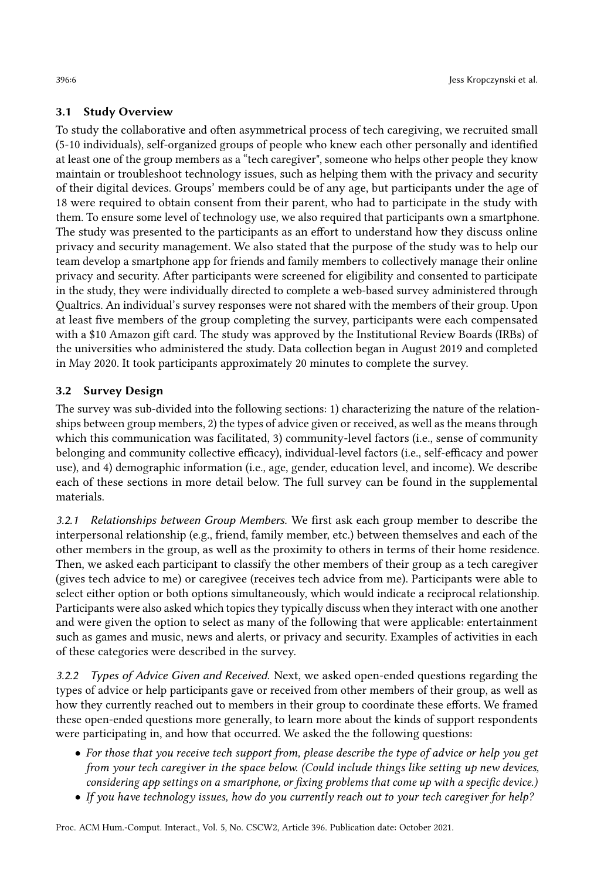### 3.1 Study Overview

To study the collaborative and often asymmetrical process of tech caregiving, we recruited small (5-10 individuals), self-organized groups of people who knew each other personally and identified at least one of the group members as a "tech caregiver", someone who helps other people they know maintain or troubleshoot technology issues, such as helping them with the privacy and security of their digital devices. Groups' members could be of any age, but participants under the age of 18 were required to obtain consent from their parent, who had to participate in the study with them. To ensure some level of technology use, we also required that participants own a smartphone. The study was presented to the participants as an effort to understand how they discuss online privacy and security management. We also stated that the purpose of the study was to help our team develop a smartphone app for friends and family members to collectively manage their online privacy and security. After participants were screened for eligibility and consented to participate in the study, they were individually directed to complete a web-based survey administered through Qualtrics. An individual's survey responses were not shared with the members of their group. Upon at least five members of the group completing the survey, participants were each compensated with a $10 Amazon gift card. The study was approved by the Institutional Review Boards (IRBs) of the universities who administered the study. Data collection began in August 2019 and completed in May 2020. It took participants approximately 20 minutes to complete the survey.

### 3.2 Survey Design

The survey was sub-divided into the following sections: 1) characterizing the nature of the relationships between group members, 2) the types of advice given or received, as well as the means through which this communication was facilitated, 3) community-level factors (i.e., sense of community belonging and community collective efficacy), individual-level factors (i.e., self-efficacy and power use), and 4) demographic information (i.e., age, gender, education level, and income). We describe each of these sections in more detail below. The full survey can be found in the supplemental materials.

*3.2.1 Relationships between Group Members.* We first ask each group member to describe the interpersonal relationship (e.g., friend, family member, etc.) between themselves and each of the other members in the group, as well as the proximity to others in terms of their home residence. Then, we asked each participant to classify the other members of their group as a tech caregiver (gives tech advice to me) or caregivee (receives tech advice from me). Participants were able to select either option or both options simultaneously, which would indicate a reciprocal relationship. Participants were also asked which topics they typically discuss when they interact with one another and were given the option to select as many of the following that were applicable: entertainment such as games and music, news and alerts, or privacy and security. Examples of activities in each of these categories were described in the survey.

*3.2.2 Types of Advice Given and Received.* Next, we asked open-ended questions regarding the types of advice or help participants gave or received from other members of their group, as well as how they currently reached out to members in their group to coordinate these efforts. We framed these open-ended questions more generally, to learn more about the kinds of support respondents were participating in, and how that occurred. We asked the the following questions:

- *For those that you receive tech support from, please describe the type of advice or help you get from your tech caregiver in the space below. (Could include things like setting up new devices, considering app settings on a smartphone, or fixing problems that come up with a specific device.)*
- *If you have technology issues, how do you currently reach out to your tech caregiver for help?*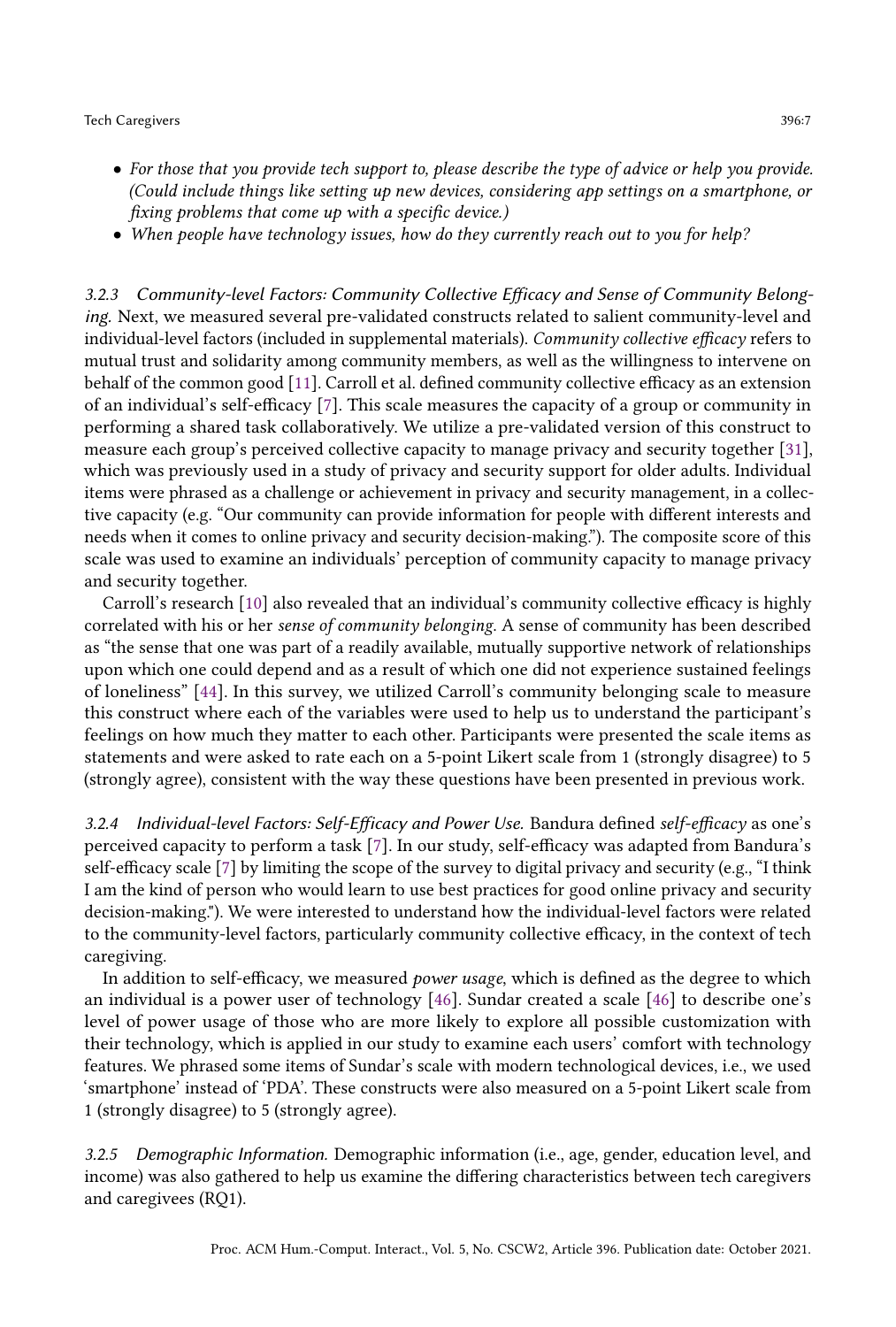- *For those that you provide tech support to, please describe the type of advice or help you provide. (Could include things like setting up new devices, considering app settings on a smartphone, or fixing problems that come up with a specific device.)*
- *When people have technology issues, how do they currently reach out to you for help?*

#### 3.2.3 Community-level Factors: Community Collective Efficacy and Sense of Community Belonging.

Next, we measured several pre-validated constructs related to salient community-level and individual-level factors (included in supplemental materials). *Community collective efficacy* refers to mutual trust and solidarity among community members, as well as the willingness to intervene on behalf of the common good [11]. Carroll et al. defined community collective efficacy as an extension of an individual's self-efficacy [7]. This scale measures the capacity of a group or community in performing a shared task collaboratively. We utilize a pre-validated version of this construct to measure each group's perceived collective capacity to manage privacy and security together [31], which was previously used in a study of privacy and security support for older adults. Individual items were phrased as a challenge or achievement in privacy and security management, in a collective capacity (e.g. "Our community can provide information for people with different interests and needs when it comes to online privacy and security decision-making."). The composite score of this scale was used to examine an individuals' perception of community capacity to manage privacy and security together.

Carroll's research [10] also revealed that an individual's community collective efficacy is highly correlated with his or her *sense of community belonging*. A sense of community has been described as "the sense that one was part of a readily available, mutually supportive network of relationships upon which one could depend and as a result of which one did not experience sustained feelings of loneliness" [44]. In this survey, we utilized Carroll's community belonging scale to measure this construct where each of the variables were used to help us to understand the participant's feelings on how much they matter to each other. Participants were presented the scale items as statements and were asked to rate each on a 5-point Likert scale from 1 (strongly disagree) to 5 (strongly agree), consistent with the way these questions have been presented in previous work.

#### 3.2.4 Individual-level Factors: Self-Efficacy and Power Use.

Bandura defined *self-efficacy* as one's perceived capacity to perform a task [7]. In our study, self-efficacy was adapted from Bandura's self-efficacy scale [7] by limiting the scope of the survey to digital privacy and security (e.g., "I think I am the kind of person who would learn to use best practices for good online privacy and security decision-making."). We were interested to understand how the individual-level factors were related to the community-level factors, particularly community collective efficacy, in the context of tech caregiving.

In addition to self-efficacy, we measured *power usage*, which is defined as the degree to which an individual is a power user of technology [46]. Sundar created a scale [46] to describe one's level of power usage of those who are more likely to explore all possible customization with their technology, which is applied in our study to examine each users' comfort with technology features. We phrased some items of Sundar's scale with modern technological devices, i.e., we used 'smartphone' instead of 'PDA'. These constructs were also measured on a 5-point Likert scale from 1 (strongly disagree) to 5 (strongly agree).

#### 3.2.5 Demographic Information.

Demographic information (i.e., age, gender, education level, and income) was also gathered to help us examine the differing characteristics between tech caregivers and caregivees (RQ1).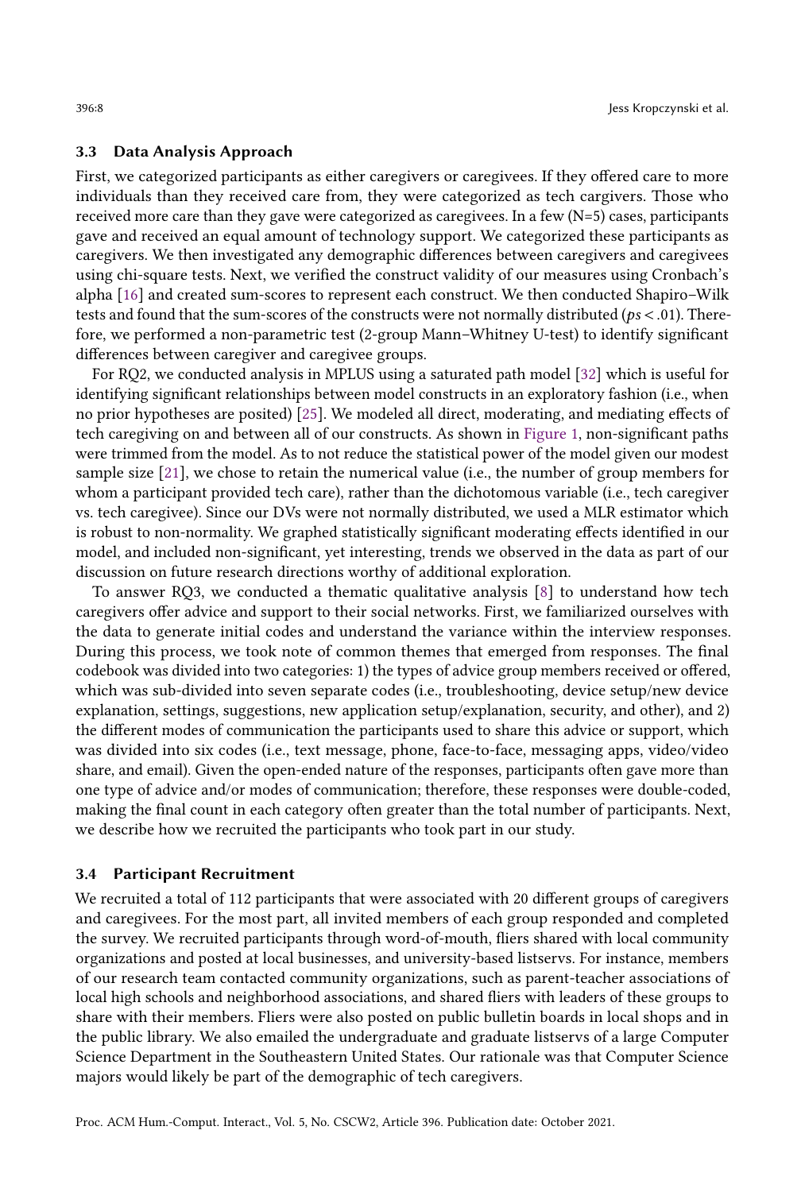### 3.3 Data Analysis Approach

First, we categorized participants as either caregivers or caregivees. If they offered care to more individuals than they received care from, they were categorized as tech cargivers. Those who received more care than they gave were categorized as caregivees. In a few (N=5) cases, participants gave and received an equal amount of technology support. We categorized these participants as caregivers. We then investigated any demographic differences between caregivers and caregivees using chi-square tests. Next, we verified the construct validity of our measures using Cronbach's alpha [16] and created sum-scores to represent each construct. We then conducted Shapiro–Wilk tests and found that the sum-scores of the constructs were not normally distributed ($ps < .01$). Therefore, we performed a non-parametric test (2-group Mann–Whitney U-test) to identify significant differences between caregiver and caregivee groups.

For RQ2, we conducted analysis in MPLUS using a saturated path model [32] which is useful for identifying significant relationships between model constructs in an exploratory fashion (i.e., when no prior hypotheses are posited) [25]. We modeled all direct, moderating, and mediating effects of tech caregiving on and between all of our constructs. As shown in Figure 1, non-significant paths were trimmed from the model. As to not reduce the statistical power of the model given our modest sample size [21], we chose to retain the numerical value (i.e., the number of group members for whom a participant provided tech care), rather than the dichotomous variable (i.e., tech caregiver vs. tech caregivee). Since our DVs were not normally distributed, we used a MLR estimator which is robust to non-normality. We graphed statistically significant moderating effects identified in our model, and included non-significant, yet interesting, trends we observed in the data as part of our discussion on future research directions worthy of additional exploration.

To answer RQ3, we conducted a thematic qualitative analysis [8] to understand how tech caregivers offer advice and support to their social networks. First, we familiarized ourselves with the data to generate initial codes and understand the variance within the interview responses. During this process, we took note of common themes that emerged from responses. The final codebook was divided into two categories: 1) the types of advice group members received or offered, which was sub-divided into seven separate codes (i.e., troubleshooting, device setup/new device explanation, settings, suggestions, new application setup/explanation, security, and other), and 2) the different modes of communication the participants used to share this advice or support, which was divided into six codes (i.e., text message, phone, face-to-face, messaging apps, video/video share, and email). Given the open-ended nature of the responses, participants often gave more than one type of advice and/or modes of communication; therefore, these responses were double-coded, making the final count in each category often greater than the total number of participants. Next, we describe how we recruited the participants who took part in our study.

### 3.4 Participant Recruitment

We recruited a total of 112 participants that were associated with 20 different groups of caregivers and caregivees. For the most part, all invited members of each group responded and completed the survey. We recruited participants through word-of-mouth, fliers shared with local community organizations and posted at local businesses, and university-based listservs. For instance, members of our research team contacted community organizations, such as parent-teacher associations of local high schools and neighborhood associations, and shared fliers with leaders of these groups to share with their members. Fliers were also posted on public bulletin boards in local shops and in the public library. We also emailed the undergraduate and graduate listservs of a large Computer Science Department in the Southeastern United States. Our rationale was that Computer Science majors would likely be part of the demographic of tech caregivers.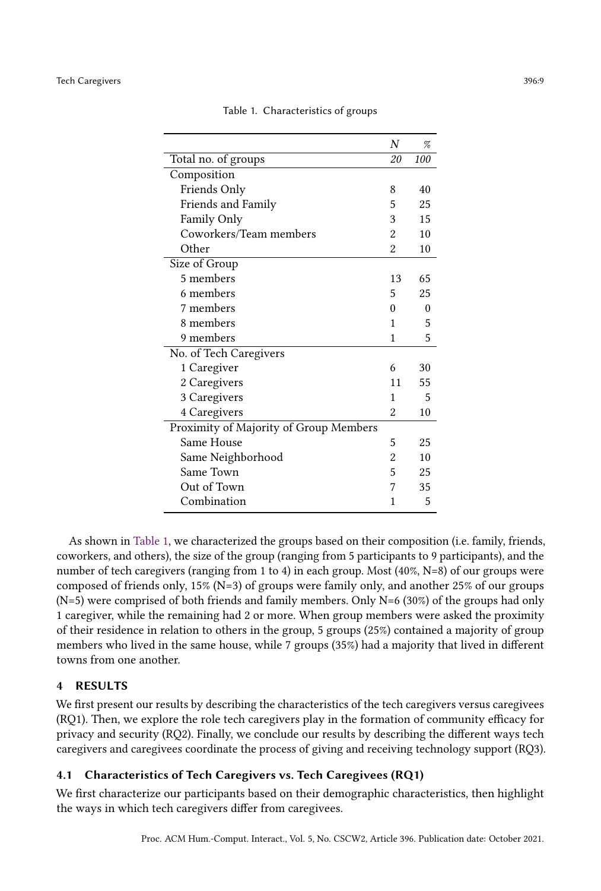Table 1. Characteristics of groups

| | *N* | % |
|---|---|---|
| Total no. of groups | *20* | *100* |
| Composition | | |
| Friends Only | 8 | 40 |
| Friends and Family | 5 | 25 |
| Family Only | 3 | 15 |
| Coworkers/Team members | 2 | 10 |
| Other | 2 | 10 |
| Size of Group | | |
| 5 members | 13 | 65 |
| 6 members | 5 | 25 |
| 7 members | 0 | 0 |
| 8 members | 1 | 5 |
| 9 members | 1 | 5 |
| No. of Tech Caregivers | | |
| 1 Caregiver | 6 | 30 |
| 2 Caregivers | 11 | 55 |
| 3 Caregivers | 1 | 5 |
| 4 Caregivers | 2 | 10 |
| Proximity of Majority of Group Members | | |
| Same House | 5 | 25 |
| Same Neighborhood | 2 | 10 |
| Same Town | 5 | 25 |
| Out of Town | 7 | 35 |
| Combination | 1 | 5 |

As shown in Table 1, we characterized the groups based on their composition (i.e. family, friends, coworkers, and others), the size of the group (ranging from 5 participants to 9 participants), and the number of tech caregivers (ranging from 1 to 4) in each group. Most (40%, N=8) of our groups were composed of friends only, 15% (N=3) of groups were family only, and another 25% of our groups (N=5) were comprised of both friends and family members. Only N=6 (30%) of the groups had only 1 caregiver, while the remaining had 2 or more. When group members were asked the proximity of their residence in relation to others in the group, 5 groups (25%) contained a majority of group members who lived in the same house, while 7 groups (35%) had a majority that lived in different towns from one another.

## 4 RESULTS

We first present our results by describing the characteristics of the tech caregivers versus caregivees (RQ1). Then, we explore the role tech caregivers play in the formation of community efficacy for privacy and security (RQ2). Finally, we conclude our results by describing the different ways tech caregivers and caregivees coordinate the process of giving and receiving technology support (RQ3).

### 4.1 Characteristics of Tech Caregivers vs. Tech Caregivees (RQ1)

We first characterize our participants based on their demographic characteristics, then highlight the ways in which tech caregivers differ from caregivees.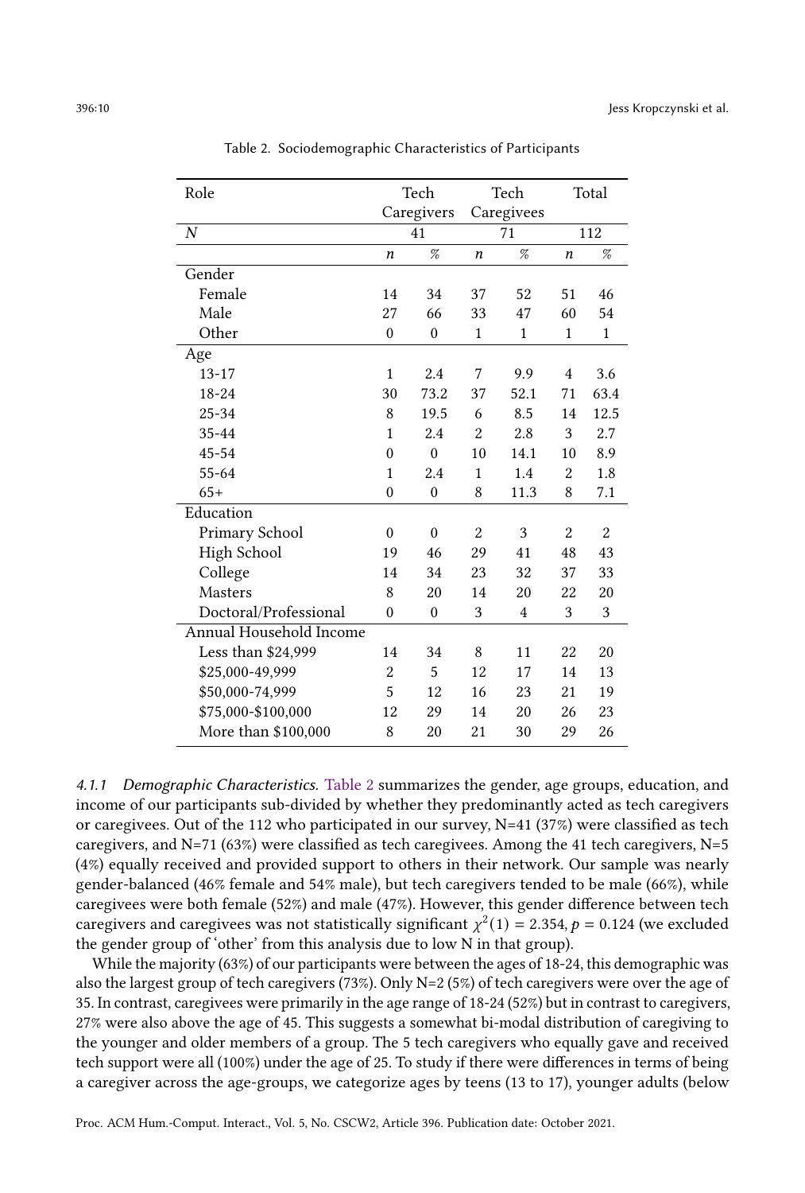Table 2. Sociodemographic Characteristics of Participants

| Role | Tech Caregivers | | Tech Caregivees | | Total | |
|---|---|---|---|---|---|---|
| $N$ | 41 | | 71 | | 112 | |
| | $n$ | % | $n$ | % | $n$ | % |
| **Gender** | | | | | | |
| Female | 14 | 34 | 37 | 52 | 51 | 46 |
| Male | 27 | 66 | 33 | 47 | 60 | 54 |
| Other | 0 | 0 | 1 | 1 | 1 | 1 |
| **Age** | | | | | | |
| 13-17 | 1 | 2.4 | 7 | 9.9 | 4 | 3.6 |
| 18-24 | 30 | 73.2 | 37 | 52.1 | 71 | 63.4 |
| 25-34 | 8 | 19.5 | 6 | 8.5 | 14 | 12.5 |
| 35-44 | 1 | 2.4 | 2 | 2.8 | 3 | 2.7 |
| 45-54 | 0 | 0 | 10 | 14.1 | 10 | 8.9 |
| 55-64 | 1 | 2.4 | 1 | 1.4 | 2 | 1.8 |
| 65+ | 0 | 0 | 8 | 11.3 | 8 | 7.1 |
| **Education** | | | | | | |
| Primary School | 0 | 0 | 2 | 3 | 2 | 2 |
| High School | 19 | 46 | 29 | 41 | 48 | 43 |
| College | 14 | 34 | 23 | 32 | 37 | 33 |
| Masters | 8 | 20 | 14 | 20 | 22 | 20 |
| Doctoral/Professional | 0 | 0 | 3 | 4 | 3 | 3 |
| **Annual Household Income** | | | | | | |
| Less than $24,999 | 14 | 34 | 8 | 11 | 22 | 20 |
| $25,000-49,999 | 2 | 5 | 12 | 17 | 14 | 13 |
| $50,000-74,999 | 5 | 12 | 16 | 23 | 21 | 19 |
| $75,000-$100,000 | 12 | 29 | 14 | 20 | 26 | 23 |
| More than $100,000 | 8 | 20 | 21 | 30 | 29 | 26 |

*4.1.1 Demographic Characteristics.* Table 2 summarizes the gender, age groups, education, and income of our participants sub-divided by whether they predominantly acted as tech caregivers or caregivees. Out of the 112 who participated in our survey, N=41 (37%) were classified as tech caregivers, and N=71 (63%) were classified as tech caregivees. Among the 41 tech caregivers, N=5 (4%) equally received and provided support to others in their network. Our sample was nearly gender-balanced (46% female and 54% male), but tech caregivers tended to be male (66%), while caregivees were both female (52%) and male (47%). However, this gender difference between tech caregivers and caregivees was not statistically significant $\chi^2(1) = 2.354, p = 0.124$ (we excluded the gender group of 'other' from this analysis due to low N in that group).

While the majority (63%) of our participants were between the ages of 18-24, this demographic was also the largest group of tech caregivers (73%). Only N=2 (5%) of tech caregivers were over the age of 35. In contrast, caregivees were primarily in the age range of 18-24 (52%) but in contrast to caregivers, 27% were also above the age of 45. This suggests a somewhat bi-modal distribution of caregiving to the younger and older members of a group. The 5 tech caregivers who equally gave and received tech support were all (100%) under the age of 25. To study if there were differences in terms of being a caregiver across the age-groups, we categorize ages by teens (13 to 17), younger adults (below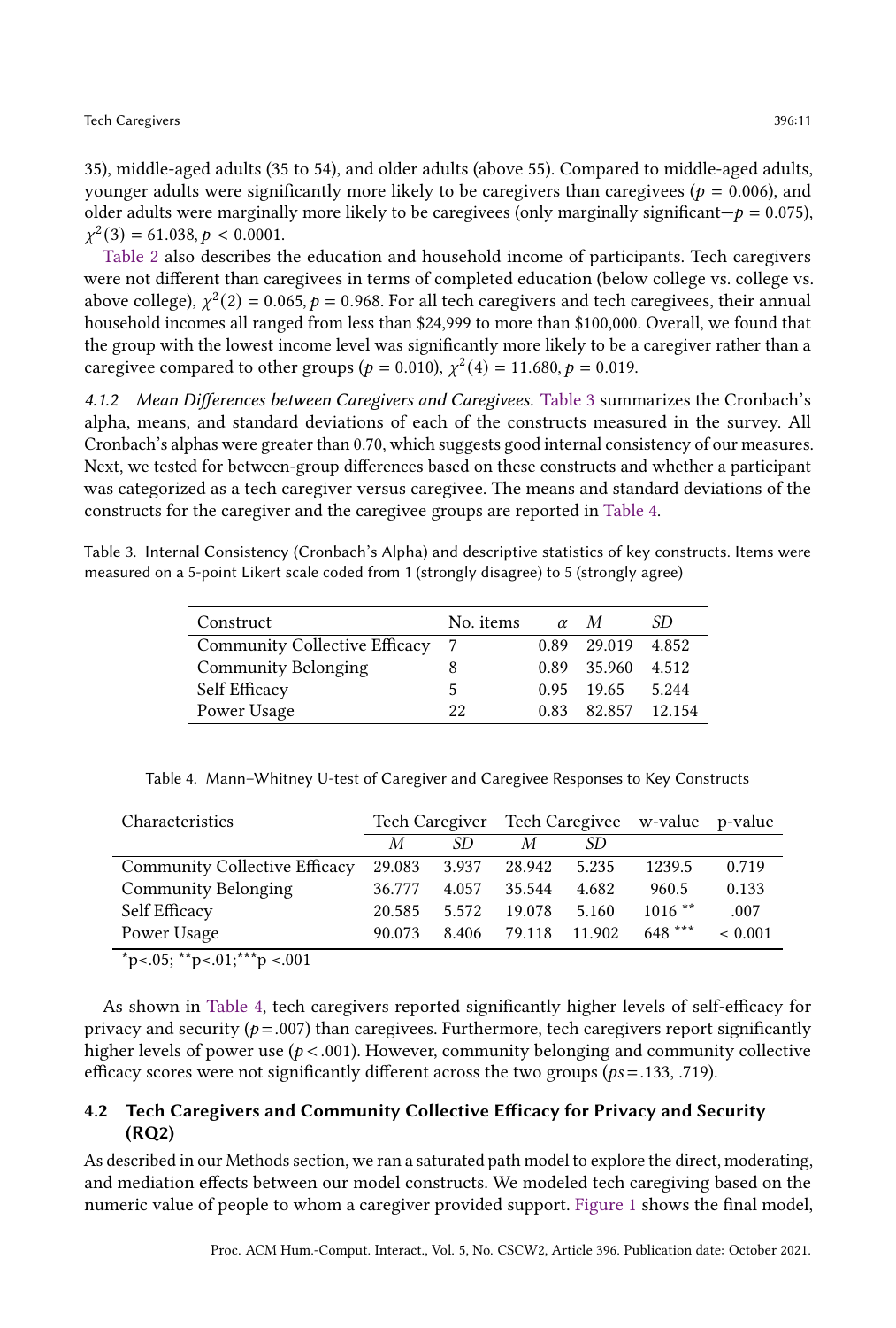35), middle-aged adults (35 to 54), and older adults (above 55). Compared to middle-aged adults, younger adults were significantly more likely to be caregivers than caregivees ($p = 0.006$), and older adults were marginally more likely to be caregivees (only marginally significant—$p = 0.075$), $\chi^2(3) = 61.038, p < 0.0001$.

Table 2 also describes the education and household income of participants. Tech caregivers were not different than caregivees in terms of completed education (below college vs. college vs. above college), $\chi^2(2) = 0.065, p = 0.968$. For all tech caregivers and tech caregivees, their annual household incomes all ranged from less than \$24,999 to more than \$100,000. Overall, we found that the group with the lowest income level was significantly more likely to be a caregiver rather than a caregivee compared to other groups ($p = 0.010$), $\chi^2(4) = 11.680, p = 0.019$.

#### 4.1.2 Mean Differences between Caregivers and Caregivees.

Table 3 summarizes the Cronbach's alpha, means, and standard deviations of each of the constructs measured in the survey. All Cronbach's alphas were greater than 0.70, which suggests good internal consistency of our measures. Next, we tested for between-group differences based on these constructs and whether a participant was categorized as a tech caregiver versus caregivee. The means and standard deviations of the constructs for the caregiver and the caregivee groups are reported in Table 4.

Table 3. Internal Consistency (Cronbach's Alpha) and descriptive statistics of key constructs. Items were measured on a 5-point Likert scale coded from 1 (strongly disagree) to 5 (strongly agree)

| Construct | No. items | $\alpha$ | *M* | *SD* |
|---|---|---|---|---|
| Community Collective Efficacy | 7 | 0.89 | 29.019 | 4.852 |
| Community Belonging | 8 | 0.89 | 35.960 | 4.512 |
| Self Efficacy | 5 | 0.95 | 19.65 | 5.244 |
| Power Usage | 22 | 0.83 | 82.857 | 12.154 |

Table 4. Mann–Whitney U-test of Caregiver and Caregivee Responses to Key Constructs

| Characteristics | Tech Caregiver | | Tech Caregivee | | w-value | p-value |
|---|---|---|---|---|---|---|
| | *M* | *SD* | *M* | *SD* | | |
| Community Collective Efficacy | 29.083 | 3.937 | 28.942 | 5.235 | 1239.5 | 0.719 |
| Community Belonging | 36.777 | 4.057 | 35.544 | 4.682 | 960.5 | 0.133 |
| Self Efficacy | 20.585 | 5.572 | 19.078 | 5.160 | 1016 ** | .007 |
| Power Usage | 90.073 | 8.406 | 79.118 | 11.902 | 648 *** | < 0.001 |

*p<.05; **p<.01;***p <.001

As shown in Table 4, tech caregivers reported significantly higher levels of self-efficacy for privacy and security ($p = .007$) than caregivees. Furthermore, tech caregivers report significantly higher levels of power use ($p < .001$). However, community belonging and community collective efficacy scores were not significantly different across the two groups ($ps = .133, .719$).

### 4.2 Tech Caregivers and Community Collective Efficacy for Privacy and Security (RQ2)

As described in our Methods section, we ran a saturated path model to explore the direct, moderating, and mediation effects between our model constructs. We modeled tech caregiving based on the numeric value of people to whom a caregiver provided support. Figure 1 shows the final model,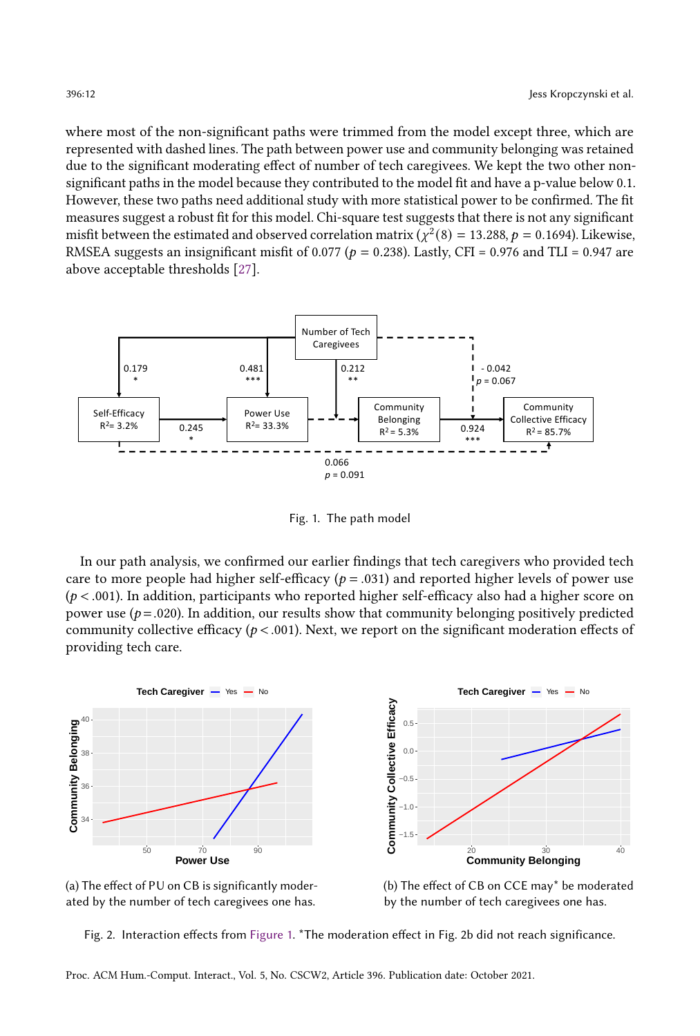where most of the non-significant paths were trimmed from the model except three, which are represented with dashed lines. The path between power use and community belonging was retained due to the significant moderating effect of number of tech caregivees. We kept the two other non-significant paths in the model because they contributed to the model fit and have a p-value below 0.1. However, these two paths need additional study with more statistical power to be confirmed. The fit measures suggest a robust fit for this model. Chi-square test suggests that there is not any significant misfit between the estimated and observed correlation matrix ($\chi^2(8) = 13.288, p = 0.1694$). Likewise, RMSEA suggests an insignificant misfit of 0.077 ($p = 0.238$). Lastly, CFI = 0.976 and TLI = 0.947 are above acceptable thresholds [27].

Fig. 1. The path model

In our path analysis, we confirmed our earlier findings that tech caregivers who provided tech care to more people had higher self-efficacy ($p = .031$) and reported higher levels of power use ($p < .001$). In addition, participants who reported higher self-efficacy also had a higher score on power use ($p = .020$). In addition, our results show that community belonging positively predicted community collective efficacy ($p < .001$). Next, we report on the significant moderation effects of providing tech care.

(a) The effect of PU on CB is significantly moderated by the number of tech caregivees one has.

(b) The effect of CB on CCE may* be moderated by the number of tech caregivees one has.

Fig. 2. Interaction effects from Figure 1. *The moderation effect in Fig. 2b did not reach significance.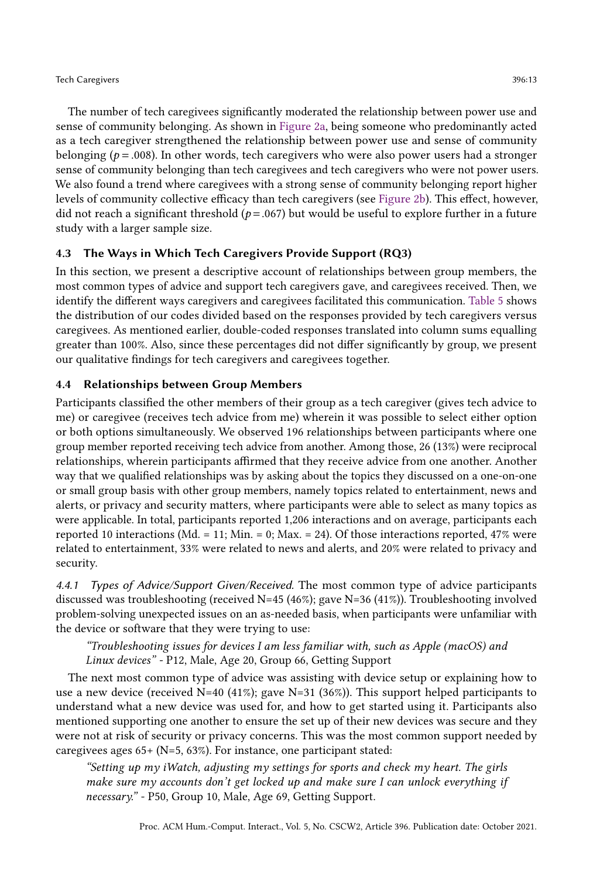The number of tech caregivees significantly moderated the relationship between power use and sense of community belonging. As shown in Figure 2a, being someone who predominantly acted as a tech caregiver strengthened the relationship between power use and sense of community belonging ($p = .008$). In other words, tech caregivers who were also power users had a stronger sense of community belonging than tech caregivees and tech caregivers who were not power users. We also found a trend where caregivees with a strong sense of community belonging report higher levels of community collective efficacy than tech caregivers (see Figure 2b). This effect, however, did not reach a significant threshold ($p = .067$) but would be useful to explore further in a future study with a larger sample size.

## 4.3 The Ways in Which Tech Caregivers Provide Support (RQ3)

In this section, we present a descriptive account of relationships between group members, the most common types of advice and support tech caregivers gave, and caregivees received. Then, we identify the different ways caregivers and caregivees facilitated this communication. Table 5 shows the distribution of our codes divided based on the responses provided by tech caregivers versus caregivees. As mentioned earlier, double-coded responses translated into column sums equalling greater than 100%. Also, since these percentages did not differ significantly by group, we present our qualitative findings for tech caregivers and caregivees together.

## 4.4 Relationships between Group Members

Participants classified the other members of their group as a tech caregiver (gives tech advice to me) or caregivee (receives tech advice from me) wherein it was possible to select either option or both options simultaneously. We observed 196 relationships between participants where one group member reported receiving tech advice from another. Among those, 26 (13%) were reciprocal relationships, wherein participants affirmed that they receive advice from one another. Another way that we qualified relationships was by asking about the topics they discussed on a one-on-one or small group basis with other group members, namely topics related to entertainment, news and alerts, or privacy and security matters, where participants were able to select as many topics as were applicable. In total, participants reported 1,206 interactions and on average, participants each reported 10 interactions (Md. = 11; Min. = 0; Max. = 24). Of those interactions reported, 47% were related to entertainment, 33% were related to news and alerts, and 20% were related to privacy and security.

### 4.4.1 *Types of Advice/Support Given/Received.*

The most common type of advice participants discussed was troubleshooting (received N=45 (46%); gave N=36 (41%)). Troubleshooting involved problem-solving unexpected issues on an as-needed basis, when participants were unfamiliar with the device or software that they were trying to use:

> *"Troubleshooting issues for devices I am less familiar with, such as Apple (macOS) and Linux devices"* - P12, Male, Age 20, Group 66, Getting Support

The next most common type of advice was assisting with device setup or explaining how to use a new device (received N=40 (41%); gave N=31 (36%)). This support helped participants to understand what a new device was used for, and how to get started using it. Participants also mentioned supporting one another to ensure the set up of their new devices was secure and they were not at risk of security or privacy concerns. This was the most common support needed by caregivees ages 65+ (N=5, 63%). For instance, one participant stated:

> *"Setting up my iWatch, adjusting my settings for sports and check my heart. The girls make sure my accounts don't get locked up and make sure I can unlock everything if necessary."* - P50, Group 10, Male, Age 69, Getting Support.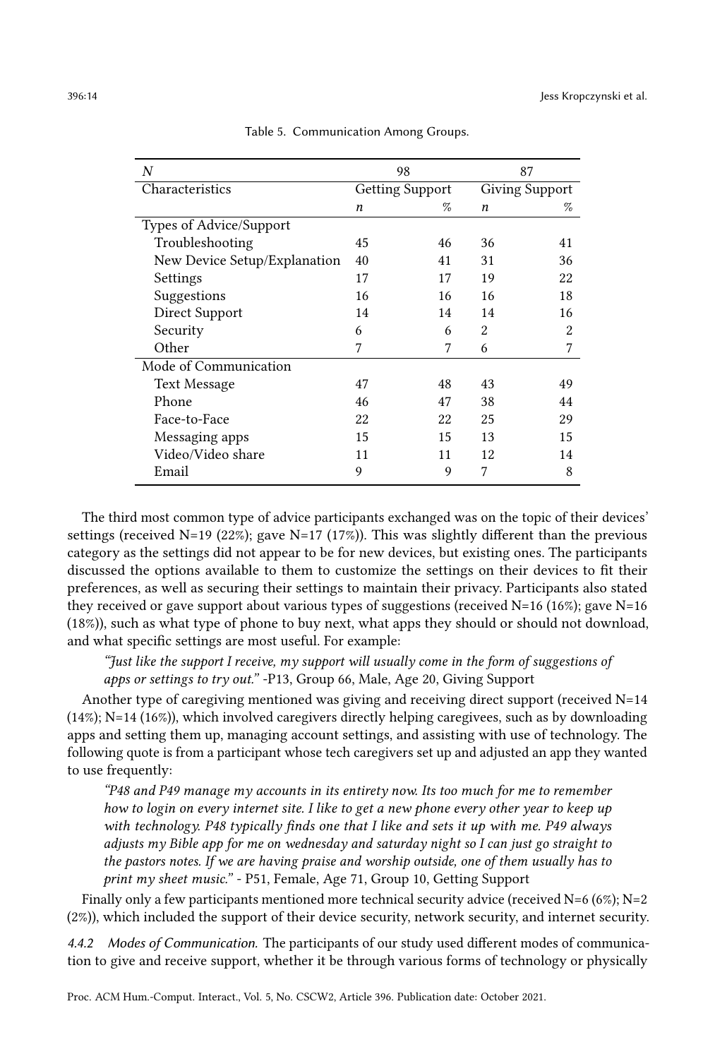Table 5. Communication Among Groups.

| *N* | 98 | | 87 | |
|---|---|---|---|---|
| Characteristics | Getting Support | | Giving Support | |
| | *n* | % | *n* | % |
| Types of Advice/Support | | | | |
| Troubleshooting | 45 | 46 | 36 | 41 |
| New Device Setup/Explanation | 40 | 41 | 31 | 36 |
| Settings | 17 | 17 | 19 | 22 |
| Suggestions | 16 | 16 | 16 | 18 |
| Direct Support | 14 | 14 | 14 | 16 |
| Security | 6 | 6 | 2 | 2 |
| Other | 7 | 7 | 6 | 7 |
| Mode of Communication | | | | |
| Text Message | 47 | 48 | 43 | 49 |
| Phone | 46 | 47 | 38 | 44 |
| Face-to-Face | 22 | 22 | 25 | 29 |
| Messaging apps | 15 | 15 | 13 | 15 |
| Video/Video share | 11 | 11 | 12 | 14 |
| Email | 9 | 9 | 7 | 8 |

The third most common type of advice participants exchanged was on the topic of their devices' settings (received N=19 (22%); gave N=17 (17%)). This was slightly different than the previous category as the settings did not appear to be for new devices, but existing ones. The participants discussed the options available to them to customize the settings on their devices to fit their preferences, as well as securing their settings to maintain their privacy. Participants also stated they received or gave support about various types of suggestions (received N=16 (16%); gave N=16 (18%)), such as what type of phone to buy next, what apps they should or should not download, and what specific settings are most useful. For example:

> *"Just like the support I receive, my support will usually come in the form of suggestions of apps or settings to try out."* -P13, Group 66, Male, Age 20, Giving Support

Another type of caregiving mentioned was giving and receiving direct support (received N=14 (14%); N=14 (16%)), which involved caregivers directly helping caregivees, such as by downloading apps and setting them up, managing account settings, and assisting with use of technology. The following quote is from a participant whose tech caregivers set up and adjusted an app they wanted to use frequently:

> *"P48 and P49 manage my accounts in its entirety now. Its too much for me to remember how to login on every internet site. I like to get a new phone every other year to keep up with technology. P48 typically finds one that I like and sets it up with me. P49 always adjusts my Bible app for me on wednesday and saturday night so I can just go straight to the pastors notes. If we are having praise and worship outside, one of them usually has to print my sheet music."* - P51, Female, Age 71, Group 10, Getting Support

Finally only a few participants mentioned more technical security advice (received N=6 (6%); N=2 (2%)), which included the support of their device security, network security, and internet security.

#### 4.4.2 *Modes of Communication.*

The participants of our study used different modes of communication to give and receive support, whether it be through various forms of technology or physically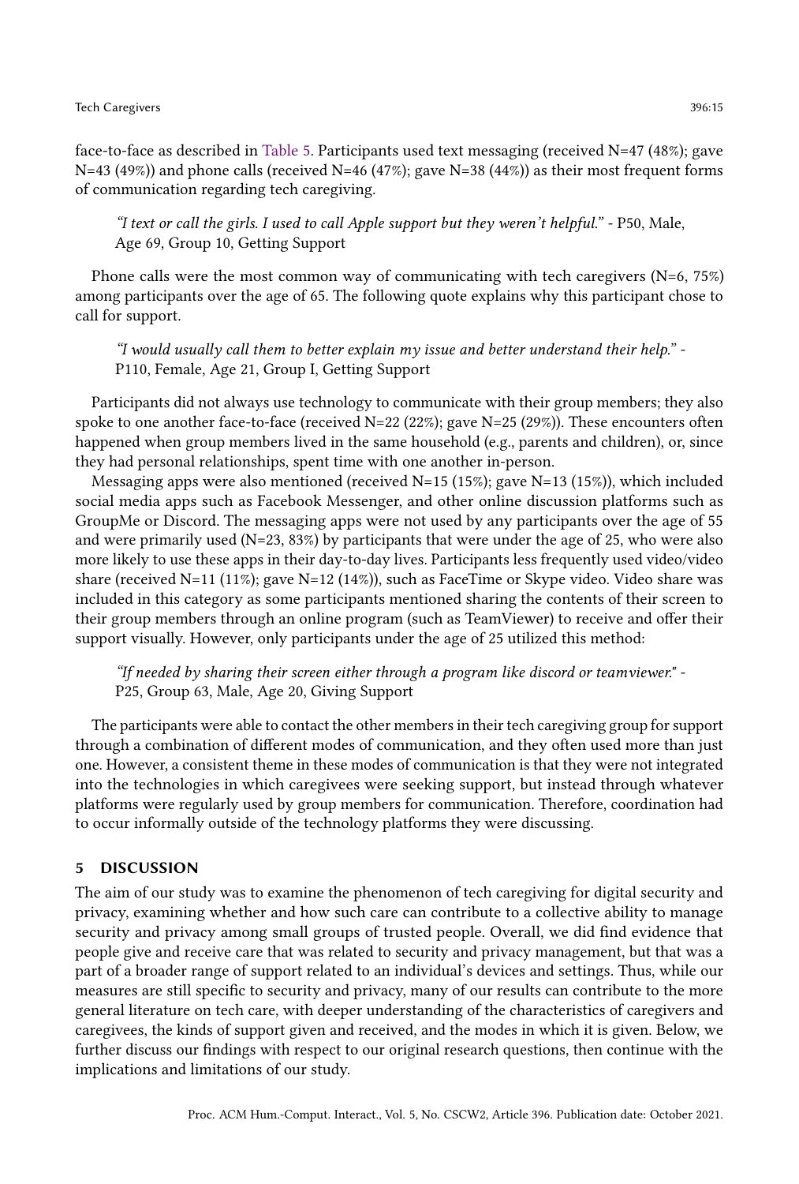face-to-face as described in Table 5. Participants used text messaging (received N=47 (48%); gave N=43 (49%)) and phone calls (received N=46 (47%); gave N=38 (44%)) as their most frequent forms of communication regarding tech caregiving.

> *"I text or call the girls. I used to call Apple support but they weren't helpful."* - P50, Male, Age 69, Group 10, Getting Support

Phone calls were the most common way of communicating with tech caregivers (N=6, 75%) among participants over the age of 65. The following quote explains why this participant chose to call for support.

> *"I would usually call them to better explain my issue and better understand their help."* - P110, Female, Age 21, Group I, Getting Support

Participants did not always use technology to communicate with their group members; they also spoke to one another face-to-face (received N=22 (22%); gave N=25 (29%)). These encounters often happened when group members lived in the same household (e.g., parents and children), or, since they had personal relationships, spent time with one another in-person.

Messaging apps were also mentioned (received N=15 (15%); gave N=13 (15%)), which included social media apps such as Facebook Messenger, and other online discussion platforms such as GroupMe or Discord. The messaging apps were not used by any participants over the age of 55 and were primarily used (N=23, 83%) by participants that were under the age of 25, who were also more likely to use these apps in their day-to-day lives. Participants less frequently used video/video share (received N=11 (11%); gave N=12 (14%)), such as FaceTime or Skype video. Video share was included in this category as some participants mentioned sharing the contents of their screen to their group members through an online program (such as TeamViewer) to receive and offer their support visually. However, only participants under the age of 25 utilized this method:

> *"If needed by sharing their screen either through a program like discord or teamviewer."* - P25, Group 63, Male, Age 20, Giving Support

The participants were able to contact the other members in their tech caregiving group for support through a combination of different modes of communication, and they often used more than just one. However, a consistent theme in these modes of communication is that they were not integrated into the technologies in which caregivees were seeking support, but instead through whatever platforms were regularly used by group members for communication. Therefore, coordination had to occur informally outside of the technology platforms they were discussing.

## 5 DISCUSSION

The aim of our study was to examine the phenomenon of tech caregiving for digital security and privacy, examining whether and how such care can contribute to a collective ability to manage security and privacy among small groups of trusted people. Overall, we did find evidence that people give and receive care that was related to security and privacy management, but that was a part of a broader range of support related to an individual's devices and settings. Thus, while our measures are still specific to security and privacy, many of our results can contribute to the more general literature on tech care, with deeper understanding of the characteristics of caregivers and caregivees, the kinds of support given and received, and the modes in which it is given. Below, we further discuss our findings with respect to our original research questions, then continue with the implications and limitations of our study.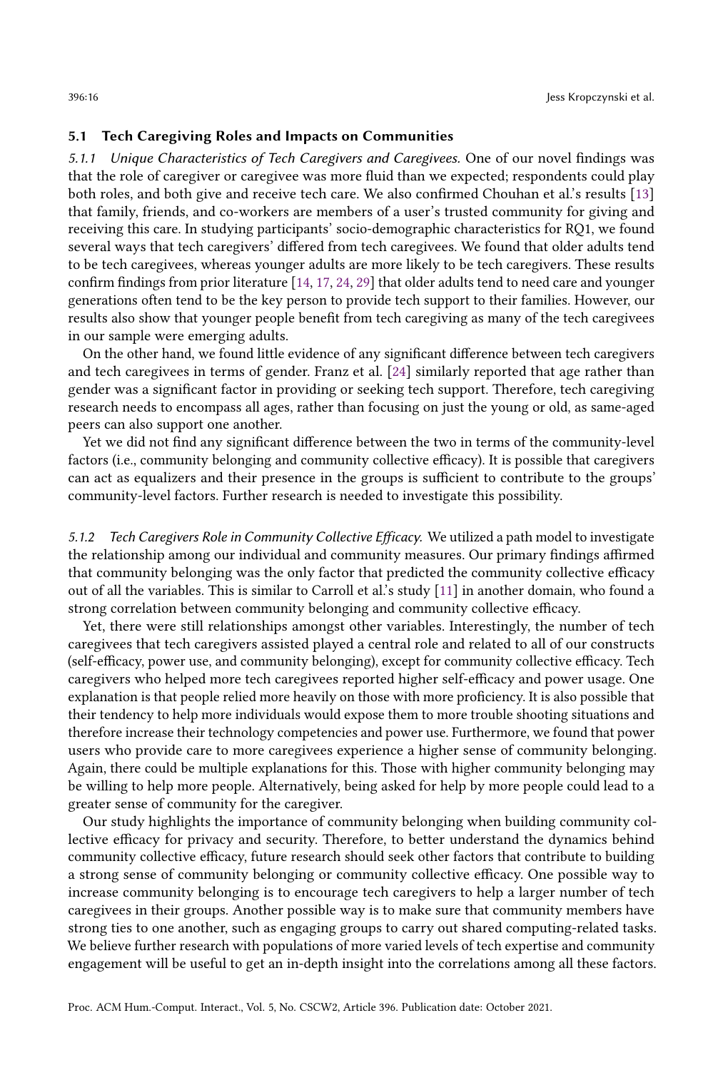### 5.1 Tech Caregiving Roles and Impacts on Communities

*5.1.1 Unique Characteristics of Tech Caregivers and Caregivees.* One of our novel findings was that the role of caregiver or caregivee was more fluid than we expected; respondents could play both roles, and both give and receive tech care. We also confirmed Chouhan et al.'s results [13] that family, friends, and co-workers are members of a user's trusted community for giving and receiving this care. In studying participants' socio-demographic characteristics for RQ1, we found several ways that tech caregivers' differed from tech caregivees. We found that older adults tend to be tech caregivees, whereas younger adults are more likely to be tech caregivers. These results confirm findings from prior literature [14, 17, 24, 29] that older adults tend to need care and younger generations often tend to be the key person to provide tech support to their families. However, our results also show that younger people benefit from tech caregiving as many of the tech caregivees in our sample were emerging adults.

On the other hand, we found little evidence of any significant difference between tech caregivers and tech caregivees in terms of gender. Franz et al. [24] similarly reported that age rather than gender was a significant factor in providing or seeking tech support. Therefore, tech caregiving research needs to encompass all ages, rather than focusing on just the young or old, as same-aged peers can also support one another.

Yet we did not find any significant difference between the two in terms of the community-level factors (i.e., community belonging and community collective efficacy). It is possible that caregivers can act as equalizers and their presence in the groups is sufficient to contribute to the groups' community-level factors. Further research is needed to investigate this possibility.

*5.1.2 Tech Caregivers Role in Community Collective Efficacy.* We utilized a path model to investigate the relationship among our individual and community measures. Our primary findings affirmed that community belonging was the only factor that predicted the community collective efficacy out of all the variables. This is similar to Carroll et al.'s study [11] in another domain, who found a strong correlation between community belonging and community collective efficacy.

Yet, there were still relationships amongst other variables. Interestingly, the number of tech caregivees that tech caregivers assisted played a central role and related to all of our constructs (self-efficacy, power use, and community belonging), except for community collective efficacy. Tech caregivers who helped more tech caregivees reported higher self-efficacy and power usage. One explanation is that people relied more heavily on those with more proficiency. It is also possible that their tendency to help more individuals would expose them to more trouble shooting situations and therefore increase their technology competencies and power use. Furthermore, we found that power users who provide care to more caregivees experience a higher sense of community belonging. Again, there could be multiple explanations for this. Those with higher community belonging may be willing to help more people. Alternatively, being asked for help by more people could lead to a greater sense of community for the caregiver.

Our study highlights the importance of community belonging when building community collective efficacy for privacy and security. Therefore, to better understand the dynamics behind community collective efficacy, future research should seek other factors that contribute to building a strong sense of community belonging or community collective efficacy. One possible way to increase community belonging is to encourage tech caregivers to help a larger number of tech caregivees in their groups. Another possible way is to make sure that community members have strong ties to one another, such as engaging groups to carry out shared computing-related tasks. We believe further research with populations of more varied levels of tech expertise and community engagement will be useful to get an in-depth insight into the correlations among all these factors.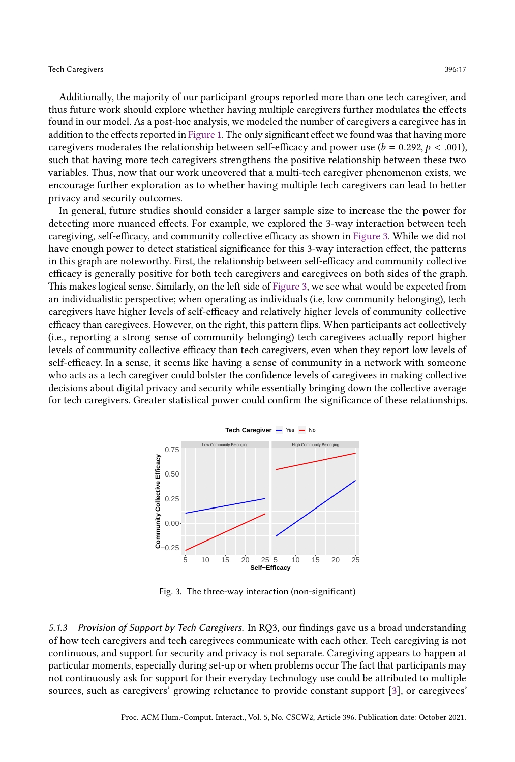Additionally, the majority of our participant groups reported more than one tech caregiver, and thus future work should explore whether having multiple caregivers further modulates the effects found in our model. As a post-hoc analysis, we modeled the number of caregivers a caregivee has in addition to the effects reported in Figure 1. The only significant effect we found was that having more caregivers moderates the relationship between self-efficacy and power use ($b = 0.292, p < .001$), such that having more tech caregivers strengthens the positive relationship between these two variables. Thus, now that our work uncovered that a multi-tech caregiver phenomenon exists, we encourage further exploration as to whether having multiple tech caregivers can lead to better privacy and security outcomes.

In general, future studies should consider a larger sample size to increase the the power for detecting more nuanced effects. For example, we explored the 3-way interaction between tech caregiving, self-efficacy, and community collective efficacy as shown in Figure 3. While we did not have enough power to detect statistical significance for this 3-way interaction effect, the patterns in this graph are noteworthy. First, the relationship between self-efficacy and community collective efficacy is generally positive for both tech caregivers and caregivees on both sides of the graph. This makes logical sense. Similarly, on the left side of Figure 3, we see what would be expected from an individualistic perspective; when operating as individuals (i.e, low community belonging), tech caregivers have higher levels of self-efficacy and relatively higher levels of community collective efficacy than caregivees. However, on the right, this pattern flips. When participants act collectively (i.e., reporting a strong sense of community belonging) tech caregivees actually report higher levels of community collective efficacy than tech caregivers, even when they report low levels of self-efficacy. In a sense, it seems like having a sense of community in a network with someone who acts as a tech caregiver could bolster the confidence levels of caregivees in making collective decisions about digital privacy and security while essentially bringing down the collective average for tech caregivers. Greater statistical power could confirm the significance of these relationships.

Fig. 3. The three-way interaction (non-significant)

*5.1.3 Provision of Support by Tech Caregivers.* In RQ3, our findings gave us a broad understanding of how tech caregivers and tech caregivees communicate with each other. Tech caregiving is not continuous, and support for security and privacy is not separate. Caregiving appears to happen at particular moments, especially during set-up or when problems occur The fact that participants may not continuously ask for support for their everyday technology use could be attributed to multiple sources, such as caregivers' growing reluctance to provide constant support [3], or caregivees'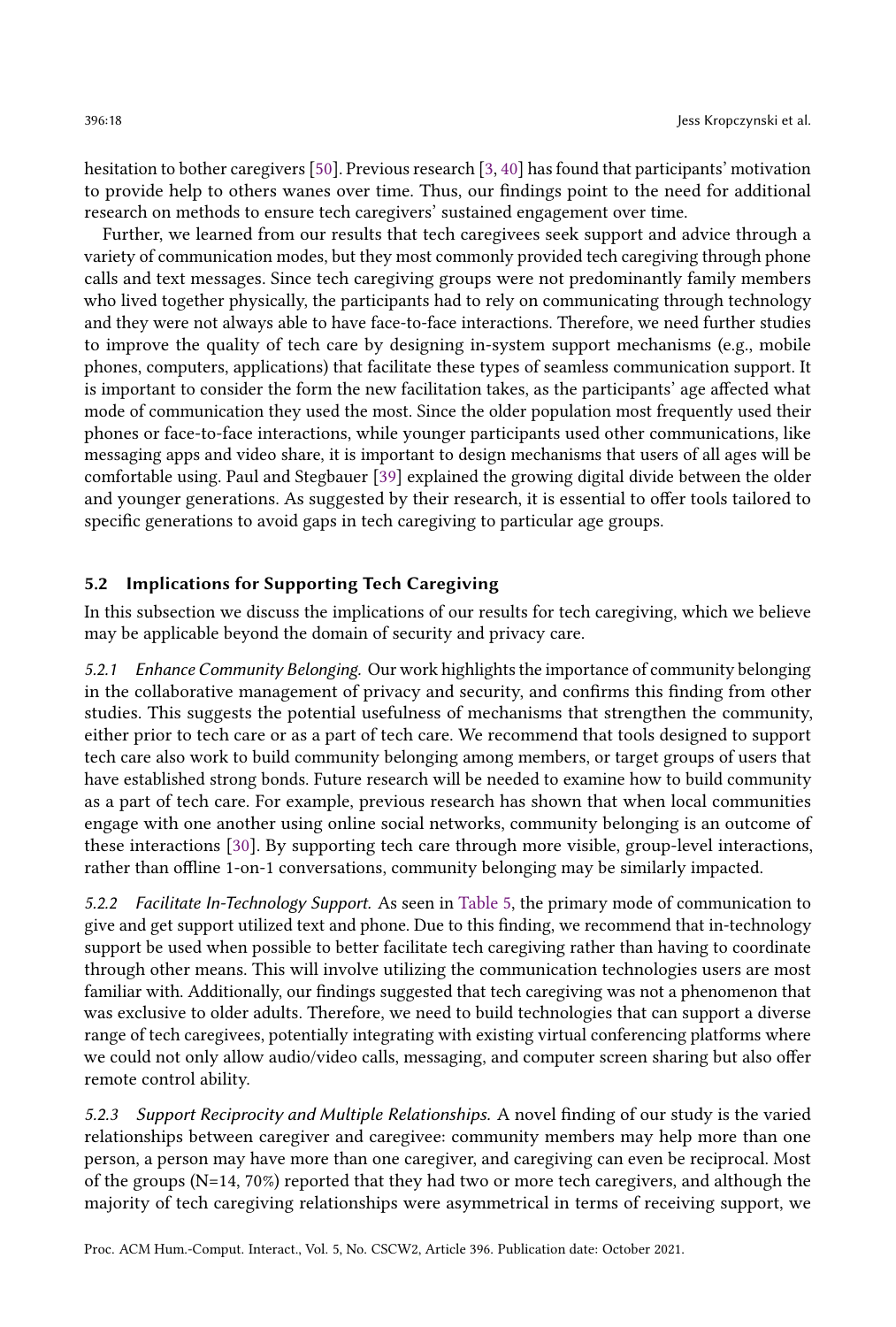hesitation to bother caregivers [50]. Previous research [3, 40] has found that participants' motivation to provide help to others wanes over time. Thus, our findings point to the need for additional research on methods to ensure tech caregivers' sustained engagement over time.

Further, we learned from our results that tech caregivees seek support and advice through a variety of communication modes, but they most commonly provided tech caregiving through phone calls and text messages. Since tech caregiving groups were not predominantly family members who lived together physically, the participants had to rely on communicating through technology and they were not always able to have face-to-face interactions. Therefore, we need further studies to improve the quality of tech care by designing in-system support mechanisms (e.g., mobile phones, computers, applications) that facilitate these types of seamless communication support. It is important to consider the form the new facilitation takes, as the participants' age affected what mode of communication they used the most. Since the older population most frequently used their phones or face-to-face interactions, while younger participants used other communications, like messaging apps and video share, it is important to design mechanisms that users of all ages will be comfortable using. Paul and Stegbauer [39] explained the growing digital divide between the older and younger generations. As suggested by their research, it is essential to offer tools tailored to specific generations to avoid gaps in tech caregiving to particular age groups.

### 5.2 Implications for Supporting Tech Caregiving

In this subsection we discuss the implications of our results for tech caregiving, which we believe may be applicable beyond the domain of security and privacy care.

*5.2.1 Enhance Community Belonging.* Our work highlights the importance of community belonging in the collaborative management of privacy and security, and confirms this finding from other studies. This suggests the potential usefulness of mechanisms that strengthen the community, either prior to tech care or as a part of tech care. We recommend that tools designed to support tech care also work to build community belonging among members, or target groups of users that have established strong bonds. Future research will be needed to examine how to build community as a part of tech care. For example, previous research has shown that when local communities engage with one another using online social networks, community belonging is an outcome of these interactions [30]. By supporting tech care through more visible, group-level interactions, rather than offline 1-on-1 conversations, community belonging may be similarly impacted.

*5.2.2 Facilitate In-Technology Support.* As seen in Table 5, the primary mode of communication to give and get support utilized text and phone. Due to this finding, we recommend that in-technology support be used when possible to better facilitate tech caregiving rather than having to coordinate through other means. This will involve utilizing the communication technologies users are most familiar with. Additionally, our findings suggested that tech caregiving was not a phenomenon that was exclusive to older adults. Therefore, we need to build technologies that can support a diverse range of tech caregivees, potentially integrating with existing virtual conferencing platforms where we could not only allow audio/video calls, messaging, and computer screen sharing but also offer remote control ability.

*5.2.3 Support Reciprocity and Multiple Relationships.* A novel finding of our study is the varied relationships between caregiver and caregivee: community members may help more than one person, a person may have more than one caregiver, and caregiving can even be reciprocal. Most of the groups (N=14, 70%) reported that they had two or more tech caregivers, and although the majority of tech caregiving relationships were asymmetrical in terms of receiving support, we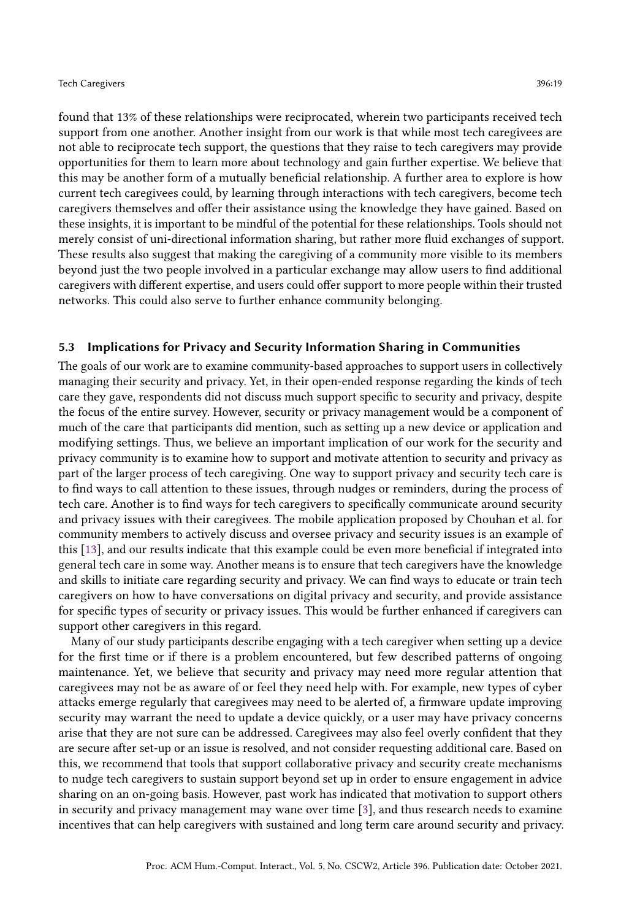found that 13% of these relationships were reciprocated, wherein two participants received tech support from one another. Another insight from our work is that while most tech caregivees are not able to reciprocate tech support, the questions that they raise to tech caregivers may provide opportunities for them to learn more about technology and gain further expertise. We believe that this may be another form of a mutually beneficial relationship. A further area to explore is how current tech caregivees could, by learning through interactions with tech caregivers, become tech caregivers themselves and offer their assistance using the knowledge they have gained. Based on these insights, it is important to be mindful of the potential for these relationships. Tools should not merely consist of uni-directional information sharing, but rather more fluid exchanges of support. These results also suggest that making the caregiving of a community more visible to its members beyond just the two people involved in a particular exchange may allow users to find additional caregivers with different expertise, and users could offer support to more people within their trusted networks. This could also serve to further enhance community belonging.

### 5.3 Implications for Privacy and Security Information Sharing in Communities

The goals of our work are to examine community-based approaches to support users in collectively managing their security and privacy. Yet, in their open-ended response regarding the kinds of tech care they gave, respondents did not discuss much support specific to security and privacy, despite the focus of the entire survey. However, security or privacy management would be a component of much of the care that participants did mention, such as setting up a new device or application and modifying settings. Thus, we believe an important implication of our work for the security and privacy community is to examine how to support and motivate attention to security and privacy as part of the larger process of tech caregiving. One way to support privacy and security tech care is to find ways to call attention to these issues, through nudges or reminders, during the process of tech care. Another is to find ways for tech caregivers to specifically communicate around security and privacy issues with their caregivees. The mobile application proposed by Chouhan et al. for community members to actively discuss and oversee privacy and security issues is an example of this [13], and our results indicate that this example could be even more beneficial if integrated into general tech care in some way. Another means is to ensure that tech caregivers have the knowledge and skills to initiate care regarding security and privacy. We can find ways to educate or train tech caregivers on how to have conversations on digital privacy and security, and provide assistance for specific types of security or privacy issues. This would be further enhanced if caregivers can support other caregivers in this regard.

Many of our study participants describe engaging with a tech caregiver when setting up a device for the first time or if there is a problem encountered, but few described patterns of ongoing maintenance. Yet, we believe that security and privacy may need more regular attention that caregivees may not be as aware of or feel they need help with. For example, new types of cyber attacks emerge regularly that caregivees may need to be alerted of, a firmware update improving security may warrant the need to update a device quickly, or a user may have privacy concerns arise that they are not sure can be addressed. Caregivees may also feel overly confident that they are secure after set-up or an issue is resolved, and not consider requesting additional care. Based on this, we recommend that tools that support collaborative privacy and security create mechanisms to nudge tech caregivers to sustain support beyond set up in order to ensure engagement in advice sharing on an on-going basis. However, past work has indicated that motivation to support others in security and privacy management may wane over time [3], and thus research needs to examine incentives that can help caregivers with sustained and long term care around security and privacy.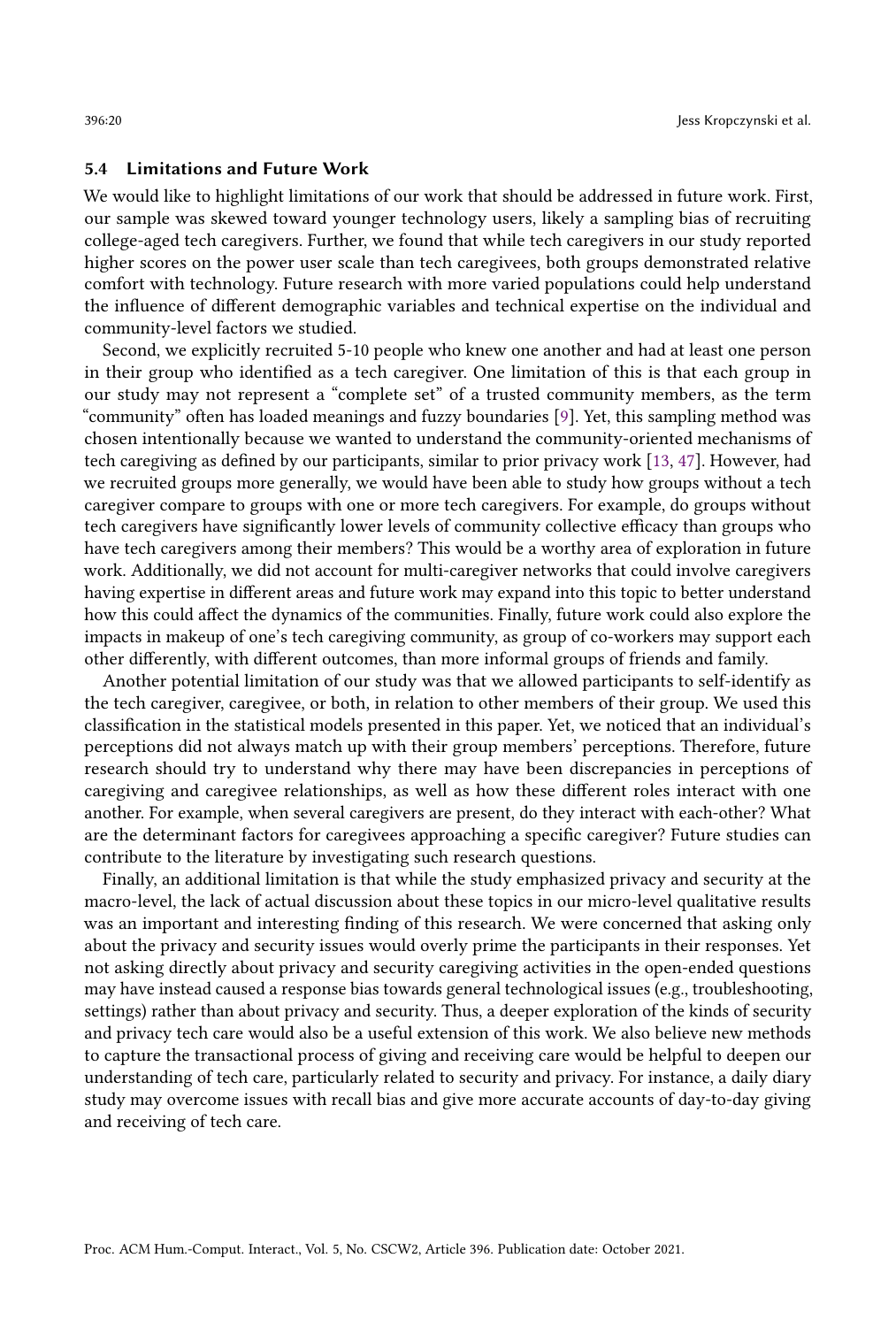### 5.4 Limitations and Future Work

We would like to highlight limitations of our work that should be addressed in future work. First, our sample was skewed toward younger technology users, likely a sampling bias of recruiting college-aged tech caregivers. Further, we found that while tech caregivers in our study reported higher scores on the power user scale than tech caregivees, both groups demonstrated relative comfort with technology. Future research with more varied populations could help understand the influence of different demographic variables and technical expertise on the individual and community-level factors we studied.

Second, we explicitly recruited 5-10 people who knew one another and had at least one person in their group who identified as a tech caregiver. One limitation of this is that each group in our study may not represent a "complete set" of a trusted community members, as the term "community" often has loaded meanings and fuzzy boundaries [9]. Yet, this sampling method was chosen intentionally because we wanted to understand the community-oriented mechanisms of tech caregiving as defined by our participants, similar to prior privacy work [13, 47]. However, had we recruited groups more generally, we would have been able to study how groups without a tech caregiver compare to groups with one or more tech caregivers. For example, do groups without tech caregivers have significantly lower levels of community collective efficacy than groups who have tech caregivers among their members? This would be a worthy area of exploration in future work. Additionally, we did not account for multi-caregiver networks that could involve caregivers having expertise in different areas and future work may expand into this topic to better understand how this could affect the dynamics of the communities. Finally, future work could also explore the impacts in makeup of one's tech caregiving community, as group of co-workers may support each other differently, with different outcomes, than more informal groups of friends and family.

Another potential limitation of our study was that we allowed participants to self-identify as the tech caregiver, caregivee, or both, in relation to other members of their group. We used this classification in the statistical models presented in this paper. Yet, we noticed that an individual's perceptions did not always match up with their group members' perceptions. Therefore, future research should try to understand why there may have been discrepancies in perceptions of caregiving and caregivee relationships, as well as how these different roles interact with one another. For example, when several caregivers are present, do they interact with each-other? What are the determinant factors for caregivees approaching a specific caregiver? Future studies can contribute to the literature by investigating such research questions.

Finally, an additional limitation is that while the study emphasized privacy and security at the macro-level, the lack of actual discussion about these topics in our micro-level qualitative results was an important and interesting finding of this research. We were concerned that asking only about the privacy and security issues would overly prime the participants in their responses. Yet not asking directly about privacy and security caregiving activities in the open-ended questions may have instead caused a response bias towards general technological issues (e.g., troubleshooting, settings) rather than about privacy and security. Thus, a deeper exploration of the kinds of security and privacy tech care would also be a useful extension of this work. We also believe new methods to capture the transactional process of giving and receiving care would be helpful to deepen our understanding of tech care, particularly related to security and privacy. For instance, a daily diary study may overcome issues with recall bias and give more accurate accounts of day-to-day giving and receiving of tech care.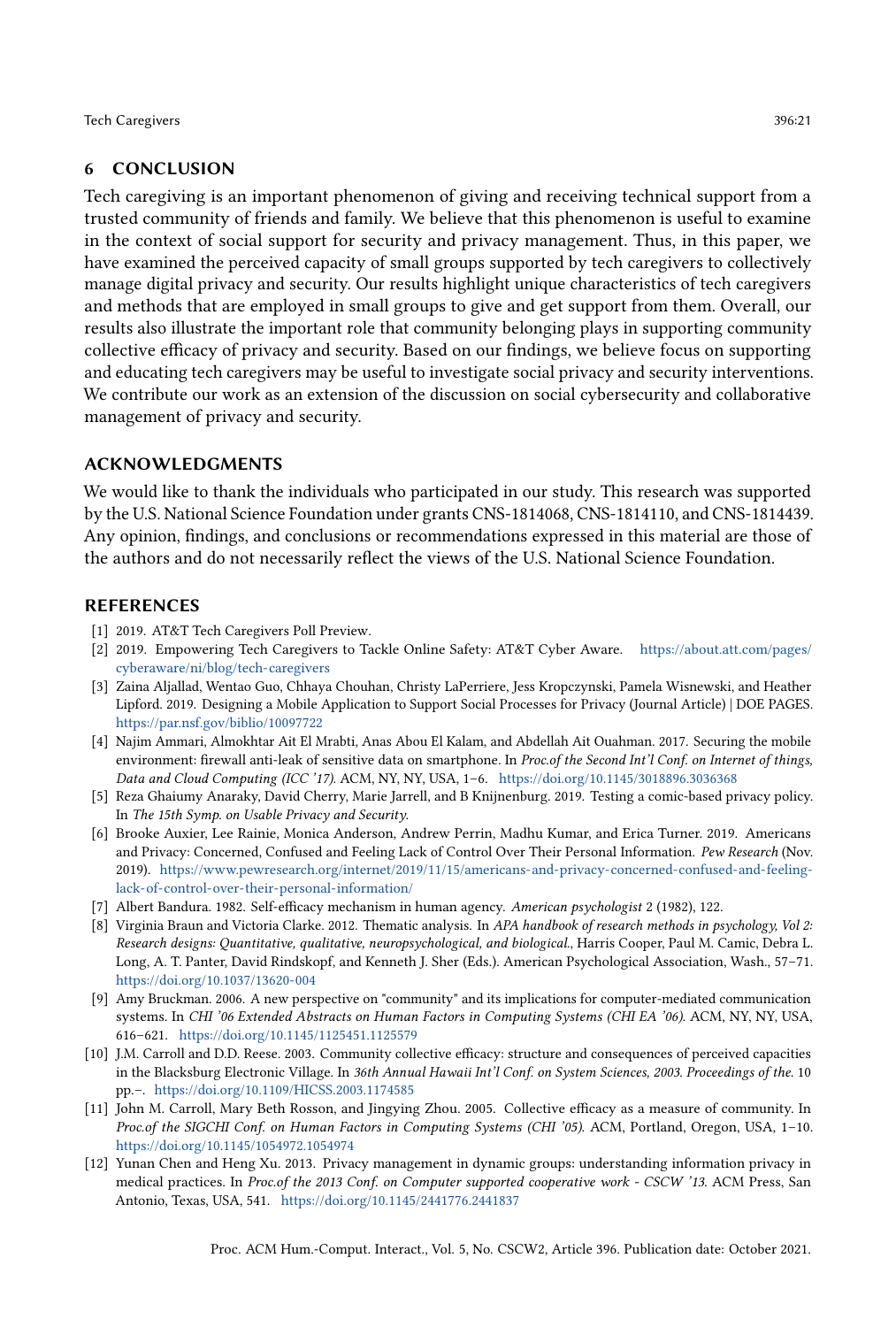## 6 CONCLUSION

Tech caregiving is an important phenomenon of giving and receiving technical support from a trusted community of friends and family. We believe that this phenomenon is useful to examine in the context of social support for security and privacy management. Thus, in this paper, we have examined the perceived capacity of small groups supported by tech caregivers to collectively manage digital privacy and security. Our results highlight unique characteristics of tech caregivers and methods that are employed in small groups to give and get support from them. Overall, our results also illustrate the important role that community belonging plays in supporting community collective efficacy of privacy and security. Based on our findings, we believe focus on supporting and educating tech caregivers may be useful to investigate social privacy and security interventions. We contribute our work as an extension of the discussion on social cybersecurity and collaborative management of privacy and security.

## ACKNOWLEDGMENTS

We would like to thank the individuals who participated in our study. This research was supported by the U.S. National Science Foundation under grants CNS-1814068, CNS-1814110, and CNS-1814439. Any opinion, findings, and conclusions or recommendations expressed in this material are those of the authors and do not necessarily reflect the views of the U.S. National Science Foundation.

## REFERENCES

[1] 2019. AT&T Tech Caregivers Poll Preview.

[2] 2019. Empowering Tech Caregivers to Tackle Online Safety: AT&T Cyber Aware. https://about.att.com/pages/cyberaware/ni/blog/tech-caregivers

[3] Zaina Aljallad, Wentao Guo, Chhaya Chouhan, Christy LaPerriere, Jess Kropczynski, Pamela Wisnewski, and Heather Lipford. 2019. Designing a Mobile Application to Support Social Processes for Privacy (Journal Article) | DOE PAGES. https://par.nsf.gov/biblio/10097722

[4] Najim Ammari, Almokhtar Ait El Mrabti, Anas Abou El Kalam, and Abdellah Ait Ouahman. 2017. Securing the mobile environment: firewall anti-leak of sensitive data on smartphone. In *Proc.of the Second Int'l Conf. on Internet of things, Data and Cloud Computing (ICC '17)*. ACM, NY, NY, USA, 1–6. https://doi.org/10.1145/3018896.3036368

[5] Reza Ghaiumy Anaraky, David Cherry, Marie Jarrell, and B Knijnenburg. 2019. Testing a comic-based privacy policy. In *The 15th Symp. on Usable Privacy and Security*.

[6] Brooke Auxier, Lee Rainie, Monica Anderson, Andrew Perrin, Madhu Kumar, and Erica Turner. 2019. Americans and Privacy: Concerned, Confused and Feeling Lack of Control Over Their Personal Information. *Pew Research* (Nov. 2019). https://www.pewresearch.org/internet/2019/11/15/americans-and-privacy-concerned-confused-and-feeling-lack-of-control-over-their-personal-information/

[7] Albert Bandura. 1982. Self-efficacy mechanism in human agency. *American psychologist* 2 (1982), 122.

[8] Virginia Braun and Victoria Clarke. 2012. Thematic analysis. In *APA handbook of research methods in psychology, Vol 2: Research designs: Quantitative, qualitative, neuropsychological, and biological.*, Harris Cooper, Paul M. Camic, Debra L. Long, A. T. Panter, David Rindskopf, and Kenneth J. Sher (Eds.). American Psychological Association, Wash., 57–71. https://doi.org/10.1037/13620-004

[9] Amy Bruckman. 2006. A new perspective on "community" and its implications for computer-mediated communication systems. In *CHI '06 Extended Abstracts on Human Factors in Computing Systems (CHI EA '06)*. ACM, NY, NY, USA, 616–621. https://doi.org/10.1145/1125451.1125579

[10] J.M. Carroll and D.D. Reese. 2003. Community collective efficacy: structure and consequences of perceived capacities in the Blacksburg Electronic Village. In *36th Annual Hawaii Int'l Conf. on System Sciences, 2003. Proceedings of the*. 10 pp.–. https://doi.org/10.1109/HICSS.2003.1174585

[11] John M. Carroll, Mary Beth Rosson, and Jingying Zhou. 2005. Collective efficacy as a measure of community. In *Proc.of the SIGCHI Conf. on Human Factors in Computing Systems (CHI '05)*. ACM, Portland, Oregon, USA, 1–10. https://doi.org/10.1145/1054972.1054974

[12] Yunan Chen and Heng Xu. 2013. Privacy management in dynamic groups: understanding information privacy in medical practices. In *Proc.of the 2013 Conf. on Computer supported cooperative work - CSCW '13*. ACM Press, San Antonio, Texas, USA, 541. https://doi.org/10.1145/2441776.2441837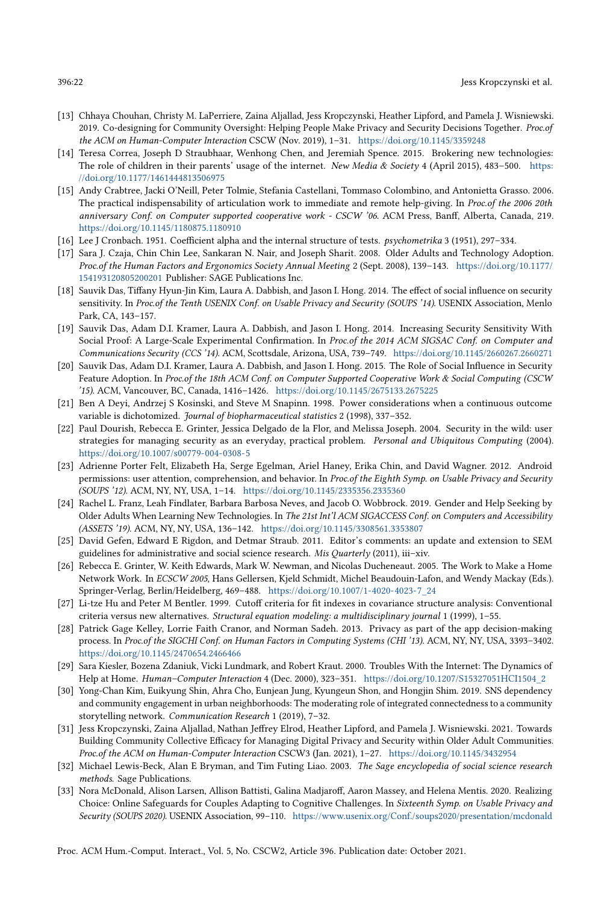[13] Chhaya Chouhan, Christy M. LaPerriere, Zaina Aljallad, Jess Kropczynski, Heather Lipford, and Pamela J. Wisniewski. 2019. Co-designing for Community Oversight: Helping People Make Privacy and Security Decisions Together. *Proc.of the ACM on Human-Computer Interaction* CSCW (Nov. 2019), 1–31. https://doi.org/10.1145/3359248

[14] Teresa Correa, Joseph D Straubhaar, Wenhong Chen, and Jeremiah Spence. 2015. Brokering new technologies: The role of children in their parents' usage of the internet. *New Media & Society* 4 (April 2015), 483–500. https://doi.org/10.1177/1461444813506975

[15] Andy Crabtree, Jacki O'Neill, Peter Tolmie, Stefania Castellani, Tommaso Colombino, and Antonietta Grasso. 2006. The practical indispensability of articulation work to immediate and remote help-giving. In *Proc.of the 2006 20th anniversary Conf. on Computer supported cooperative work - CSCW '06*. ACM Press, Banff, Alberta, Canada, 219. https://doi.org/10.1145/1180875.1180910

[16] Lee J Cronbach. 1951. Coefficient alpha and the internal structure of tests. *psychometrika* 3 (1951), 297–334.

[17] Sara J. Czaja, Chin Chin Lee, Sankaran N. Nair, and Joseph Sharit. 2008. Older Adults and Technology Adoption. *Proc.of the Human Factors and Ergonomics Society Annual Meeting* 2 (Sept. 2008), 139–143. https://doi.org/10.1177/154193120805200201 Publisher: SAGE Publications Inc.

[18] Sauvik Das, Tiffany Hyun-Jin Kim, Laura A. Dabbish, and Jason I. Hong. 2014. The effect of social influence on security sensitivity. In *Proc.of the Tenth USENIX Conf. on Usable Privacy and Security (SOUPS '14)*. USENIX Association, Menlo Park, CA, 143–157.

[19] Sauvik Das, Adam D.I. Kramer, Laura A. Dabbish, and Jason I. Hong. 2014. Increasing Security Sensitivity With Social Proof: A Large-Scale Experimental Confirmation. In *Proc.of the 2014 ACM SIGSAC Conf. on Computer and Communications Security (CCS '14)*. ACM, Scottsdale, Arizona, USA, 739–749. https://doi.org/10.1145/2660267.2660271

[20] Sauvik Das, Adam D.I. Kramer, Laura A. Dabbish, and Jason I. Hong. 2015. The Role of Social Influence in Security Feature Adoption. In *Proc.of the 18th ACM Conf. on Computer Supported Cooperative Work & Social Computing (CSCW '15)*. ACM, Vancouver, BC, Canada, 1416–1426. https://doi.org/10.1145/2675133.2675225

[21] Ben A Deyi, Andrzej S Kosinski, and Steve M Snapinn. 1998. Power considerations when a continuous outcome variable is dichotomized. *Journal of biopharmaceutical statistics* 2 (1998), 337–352.

[22] Paul Dourish, Rebecca E. Grinter, Jessica Delgado de la Flor, and Melissa Joseph. 2004. Security in the wild: user strategies for managing security as an everyday, practical problem. *Personal and Ubiquitous Computing* (2004). https://doi.org/10.1007/s00779-004-0308-5

[23] Adrienne Porter Felt, Elizabeth Ha, Serge Egelman, Ariel Haney, Erika Chin, and David Wagner. 2012. Android permissions: user attention, comprehension, and behavior. In *Proc.of the Eighth Symp. on Usable Privacy and Security (SOUPS '12)*. ACM, NY, NY, USA, 1–14. https://doi.org/10.1145/2335356.2335360

[24] Rachel L. Franz, Leah Findlater, Barbara Barbosa Neves, and Jacob O. Wobbrock. 2019. Gender and Help Seeking by Older Adults When Learning New Technologies. In *The 21st Int'l ACM SIGACCESS Conf. on Computers and Accessibility (ASSETS '19)*. ACM, NY, NY, USA, 136–142. https://doi.org/10.1145/3308561.3353807

[25] David Gefen, Edward E Rigdon, and Detmar Straub. 2011. Editor's comments: an update and extension to SEM guidelines for administrative and social science research. *Mis Quarterly* (2011), iii–xiv.

[26] Rebecca E. Grinter, W. Keith Edwards, Mark W. Newman, and Nicolas Ducheneaut. 2005. The Work to Make a Home Network Work. In *ECSCW 2005*, Hans Gellersen, Kjeld Schmidt, Michel Beaudouin-Lafon, and Wendy Mackay (Eds.). Springer-Verlag, Berlin/Heidelberg, 469–488. https://doi.org/10.1007/1-4020-4023-7_24

[27] Li-tze Hu and Peter M Bentler. 1999. Cutoff criteria for fit indexes in covariance structure analysis: Conventional criteria versus new alternatives. *Structural equation modeling: a multidisciplinary journal* 1 (1999), 1–55.

[28] Patrick Gage Kelley, Lorrie Faith Cranor, and Norman Sadeh. 2013. Privacy as part of the app decision-making process. In *Proc.of the SIGCHI Conf. on Human Factors in Computing Systems (CHI '13)*. ACM, NY, NY, USA, 3393–3402. https://doi.org/10.1145/2470654.2466466

[29] Sara Kiesler, Bozena Zdaniuk, Vicki Lundmark, and Robert Kraut. 2000. Troubles With the Internet: The Dynamics of Help at Home. *Human–Computer Interaction* 4 (Dec. 2000), 323–351. https://doi.org/10.1207/S15327051HCI1504_2

[30] Yong-Chan Kim, Euikyung Shin, Ahra Cho, Eunjean Jung, Kyungeun Shon, and Hongjin Shim. 2019. SNS dependency and community engagement in urban neighborhoods: The moderating role of integrated connectedness to a community storytelling network. *Communication Research* 1 (2019), 7–32.

[31] Jess Kropczynski, Zaina Aljallad, Nathan Jeffrey Elrod, Heather Lipford, and Pamela J. Wisniewski. 2021. Towards Building Community Collective Efficacy for Managing Digital Privacy and Security within Older Adult Communities. *Proc.of the ACM on Human-Computer Interaction* CSCW3 (Jan. 2021), 1–27. https://doi.org/10.1145/3432954

[32] Michael Lewis-Beck, Alan E Bryman, and Tim Futing Liao. 2003. *The Sage encyclopedia of social science research methods*. Sage Publications.

[33] Nora McDonald, Alison Larsen, Allison Battisti, Galina Madjaroff, Aaron Massey, and Helena Mentis. 2020. Realizing Choice: Online Safeguards for Couples Adapting to Cognitive Challenges. In *Sixteenth Symp. on Usable Privacy and Security (SOUPS 2020)*. USENIX Association, 99–110. https://www.usenix.org/Conf./soups2020/presentation/mcdonald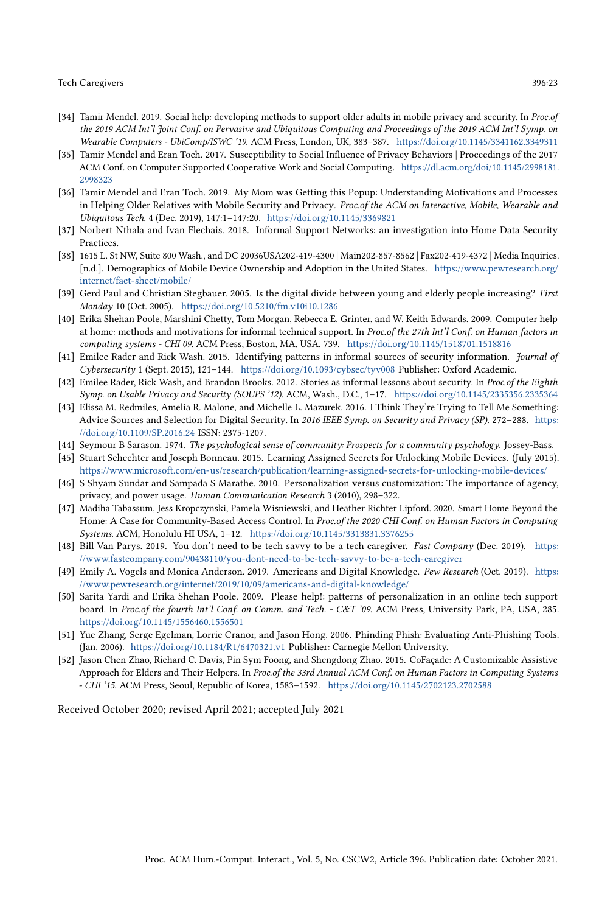[34] Tamir Mendel. 2019. Social help: developing methods to support older adults in mobile privacy and security. In *Proc.of the 2019 ACM Int'l Joint Conf. on Pervasive and Ubiquitous Computing and Proceedings of the 2019 ACM Int'l Symp. on Wearable Computers - UbiComp/ISWC '19*. ACM Press, London, UK, 383–387. https://doi.org/10.1145/3341162.3349311

[35] Tamir Mendel and Eran Toch. 2017. Susceptibility to Social Influence of Privacy Behaviors | Proceedings of the 2017 ACM Conf. on Computer Supported Cooperative Work and Social Computing. https://dl.acm.org/doi/10.1145/2998181.2998323

[36] Tamir Mendel and Eran Toch. 2019. My Mom was Getting this Popup: Understanding Motivations and Processes in Helping Older Relatives with Mobile Security and Privacy. *Proc.of the ACM on Interactive, Mobile, Wearable and Ubiquitous Tech.* 4 (Dec. 2019), 147:1–147:20. https://doi.org/10.1145/3369821

[37] Norbert Nthala and Ivan Flechais. 2018. Informal Support Networks: an investigation into Home Data Security Practices.

[38] 1615 L. St NW, Suite 800 Wash., and DC 20036USA202-419-4300 | Main202-857-8562 | Fax202-419-4372 | Media Inquiries. [n.d.]. Demographics of Mobile Device Ownership and Adoption in the United States. https://www.pewresearch.org/internet/fact-sheet/mobile/

[39] Gerd Paul and Christian Stegbauer. 2005. Is the digital divide between young and elderly people increasing? *First Monday* 10 (Oct. 2005). https://doi.org/10.5210/fm.v10i10.1286

[40] Erika Shehan Poole, Marshini Chetty, Tom Morgan, Rebecca E. Grinter, and W. Keith Edwards. 2009. Computer help at home: methods and motivations for informal technical support. In *Proc.of the 27th Int'l Conf. on Human factors in computing systems - CHI 09*. ACM Press, Boston, MA, USA, 739. https://doi.org/10.1145/1518701.1518816

[41] Emilee Rader and Rick Wash. 2015. Identifying patterns in informal sources of security information. *Journal of Cybersecurity* 1 (Sept. 2015), 121–144. https://doi.org/10.1093/cybsec/tyv008 Publisher: Oxford Academic.

[42] Emilee Rader, Rick Wash, and Brandon Brooks. 2012. Stories as informal lessons about security. In *Proc.of the Eighth Symp. on Usable Privacy and Security (SOUPS '12)*. ACM, Wash., D.C., 1–17. https://doi.org/10.1145/2335356.2335364

[43] Elissa M. Redmiles, Amelia R. Malone, and Michelle L. Mazurek. 2016. I Think They're Trying to Tell Me Something: Advice Sources and Selection for Digital Security. In *2016 IEEE Symp. on Security and Privacy (SP)*. 272–288. https://doi.org/10.1109/SP.2016.24 ISSN: 2375-1207.

[44] Seymour B Sarason. 1974. *The psychological sense of community: Prospects for a community psychology.* Jossey-Bass.

[45] Stuart Schechter and Joseph Bonneau. 2015. Learning Assigned Secrets for Unlocking Mobile Devices. (July 2015). https://www.microsoft.com/en-us/research/publication/learning-assigned-secrets-for-unlocking-mobile-devices/

[46] S Shyam Sundar and Sampada S Marathe. 2010. Personalization versus customization: The importance of agency, privacy, and power usage. *Human Communication Research* 3 (2010), 298–322.

[47] Madiha Tabassum, Jess Kropczynski, Pamela Wisniewski, and Heather Richter Lipford. 2020. Smart Home Beyond the Home: A Case for Community-Based Access Control. In *Proc.of the 2020 CHI Conf. on Human Factors in Computing Systems*. ACM, Honolulu HI USA, 1–12. https://doi.org/10.1145/3313831.3376255

[48] Bill Van Parys. 2019. You don't need to be tech savvy to be a tech caregiver. *Fast Company* (Dec. 2019). https://www.fastcompany.com/90438110/you-dont-need-to-be-tech-savvy-to-be-a-tech-caregiver

[49] Emily A. Vogels and Monica Anderson. 2019. Americans and Digital Knowledge. *Pew Research* (Oct. 2019). https://www.pewresearch.org/internet/2019/10/09/americans-and-digital-knowledge/

[50] Sarita Yardi and Erika Shehan Poole. 2009. Please help!: patterns of personalization in an online tech support board. In *Proc.of the fourth Int'l Conf. on Comm. and Tech. - C&T '09*. ACM Press, University Park, PA, USA, 285. https://doi.org/10.1145/1556460.1556501

[51] Yue Zhang, Serge Egelman, Lorrie Cranor, and Jason Hong. 2006. Phinding Phish: Evaluating Anti-Phishing Tools. (Jan. 2006). https://doi.org/10.1184/R1/6470321.v1 Publisher: Carnegie Mellon University.

[52] Jason Chen Zhao, Richard C. Davis, Pin Sym Foong, and Shengdong Zhao. 2015. CoFaçade: A Customizable Assistive Approach for Elders and Their Helpers. In *Proc.of the 33rd Annual ACM Conf. on Human Factors in Computing Systems - CHI '15*. ACM Press, Seoul, Republic of Korea, 1583–1592. https://doi.org/10.1145/2702123.2702588

Received October 2020; revised April 2021; accepted July 2021